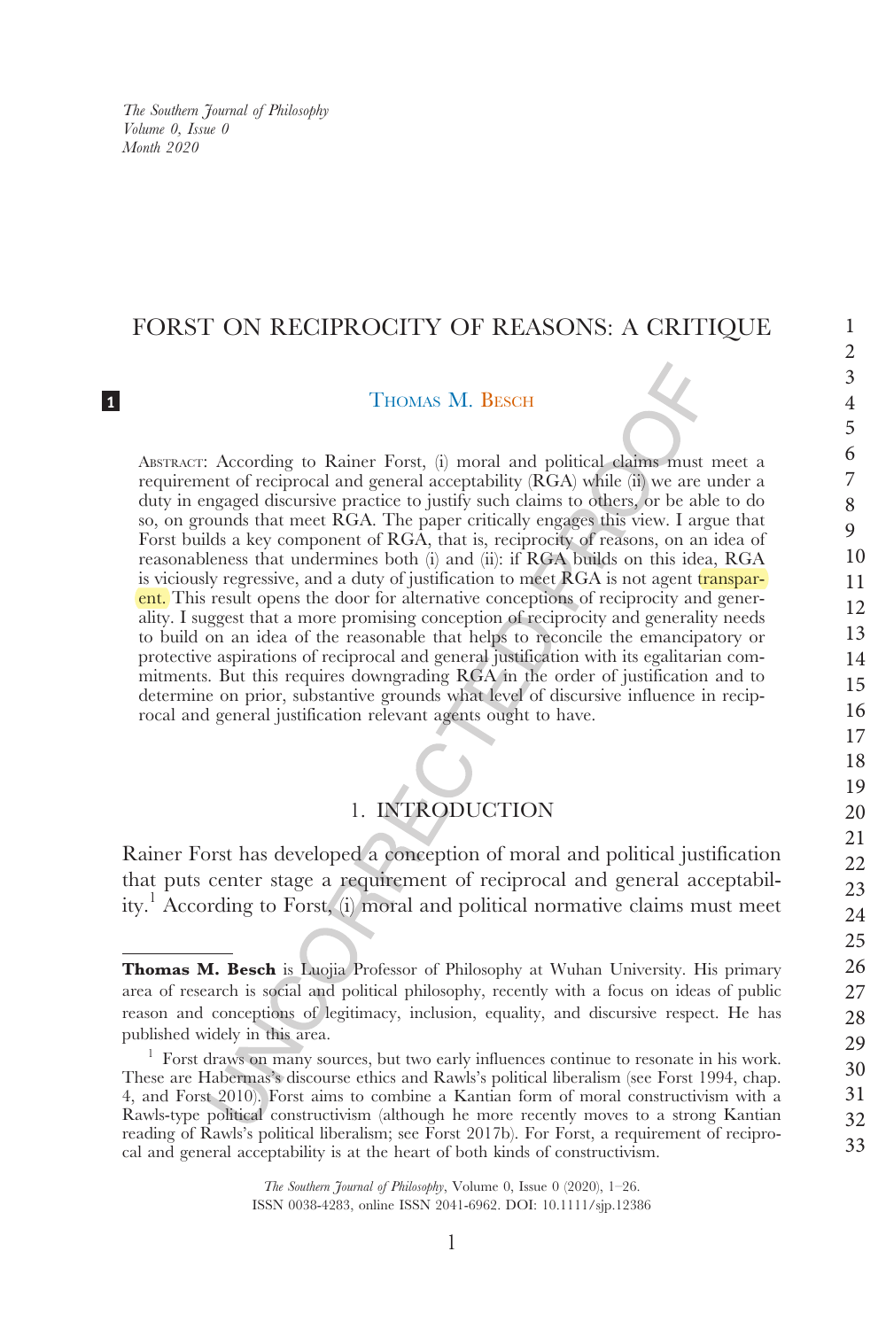# FORST ON RECIPROCITY OF REASONS: A CRITIQUE

Thomas M. Besch

Abstract: According to Rainer Forst, (i) moral and political claims must meet a requirement of reciprocal and general acceptability (RGA) while (ii) we are under a duty in engaged discursive practice to justify such claims to others, or be able to do so, on grounds that meet RGA. The paper critically engages this view. I argue that Forst builds a key component of RGA, that is, reciprocity of reasons, on an idea of reasonableness that undermines both (i) and (ii): if RGA builds on this idea, RGA is viciously regressive, and a duty of justification to meet RGA is not agent transparent. This result opens the door for alternative conceptions of reciprocity and generality. I suggest that a more promising conception of reciprocity and generality needs to build on an idea of the reasonable that helps to reconcile the emancipatory or protective aspirations of reciprocal and general justification with its egalitarian commitments. But this requires downgrading RGA in the order of justification and to determine on prior, substantive grounds what level of discursive influence in reciprocal and general justification relevant agents ought to have.

## 1. INTRODUCTION

Rainer Forst has developed a conception of moral and political justification that puts center stage a requirement of reciprocal and general acceptability.[1] According to Forst, (i) moral and political normative claims must meet

---

**Thomas M. Besch** is Luojia Professor of Philosophy at Wuhan University. His primary area of research is social and political philosophy, recently with a focus on ideas of public reason and conceptions of legitimacy, inclusion, equality, and discursive respect. He has published widely in this area.

[1] Forst draws on many sources, but two early influences continue to resonate in his work. These are Habermas's discourse ethics and Rawls's political liberalism (see Forst 1994, chap. 4, and Forst 2010). Forst aims to combine a Kantian form of moral constructivism with a Rawls-type political constructivism (although he more recently moves to a strong Kantian reading of Rawls's political liberalism; see Forst 2017b). For Forst, a requirement of reciprocal and general acceptability is at the heart of both kinds of constructivism.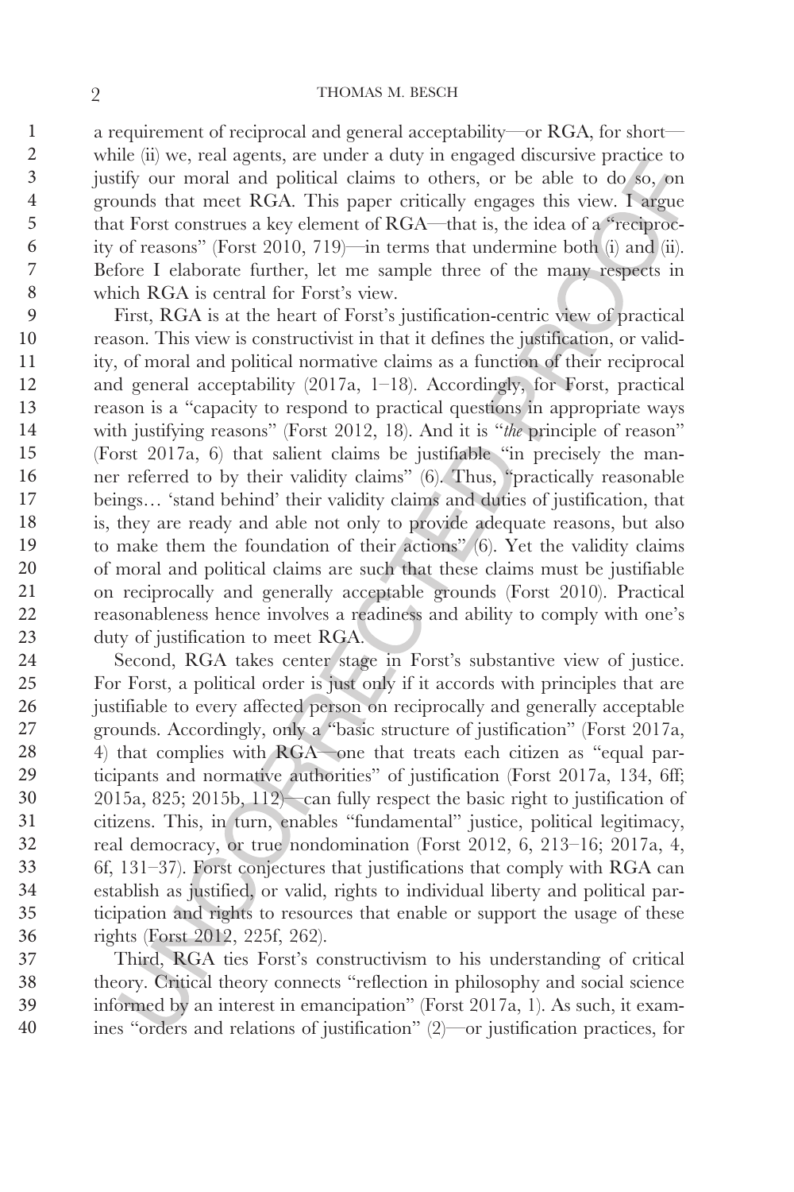a requirement of reciprocal and general acceptability—or RGA, for short—while (ii) we, real agents, are under a duty in engaged discursive practice to justify our moral and political claims to others, or be able to do so, on grounds that meet RGA. This paper critically engages this view. I argue that Forst construes a key element of RGA—that is, the idea of a "reciprocity of reasons" (Forst 2010, 719)—in terms that undermine both (i) and (ii). Before I elaborate further, let me sample three of the many respects in which RGA is central for Forst's view.

First, RGA is at the heart of Forst's justification-centric view of practical reason. This view is constructivist in that it defines the justification, or validity, of moral and political normative claims as a function of their reciprocal and general acceptability (2017a, 1–18). Accordingly, for Forst, practical reason is a "capacity to respond to practical questions in appropriate ways with justifying reasons" (Forst 2012, 18). And it is "*the* principle of reason" (Forst 2017a, 6) that salient claims be justifiable "in precisely the manner referred to by their validity claims" (6). Thus, "practically reasonable beings… 'stand behind' their validity claims and duties of justification, that is, they are ready and able not only to provide adequate reasons, but also to make them the foundation of their actions" (6). Yet the validity claims of moral and political claims are such that these claims must be justifiable on reciprocally and generally acceptable grounds (Forst 2010). Practical reasonableness hence involves a readiness and ability to comply with one's duty of justification to meet RGA.

Second, RGA takes center stage in Forst's substantive view of justice. For Forst, a political order is just only if it accords with principles that are justifiable to every affected person on reciprocally and generally acceptable grounds. Accordingly, only a "basic structure of justification" (Forst 2017a, 4) that complies with RGA—one that treats each citizen as "equal participants and normative authorities" of justification (Forst 2017a, 134, 6ff; 2015a, 825; 2015b, 112)—can fully respect the basic right to justification of citizens. This, in turn, enables "fundamental" justice, political legitimacy, real democracy, or true nondomination (Forst 2012, 6, 213–16; 2017a, 4, 6f, 131–37). Forst conjectures that justifications that comply with RGA can establish as justified, or valid, rights to individual liberty and political participation and rights to resources that enable or support the usage of these rights (Forst 2012, 225f, 262).

Third, RGA ties Forst's constructivism to his understanding of critical theory. Critical theory connects "reflection in philosophy and social science informed by an interest in emancipation" (Forst 2017a, 1). As such, it examines "orders and relations of justification" (2)—or justification practices, for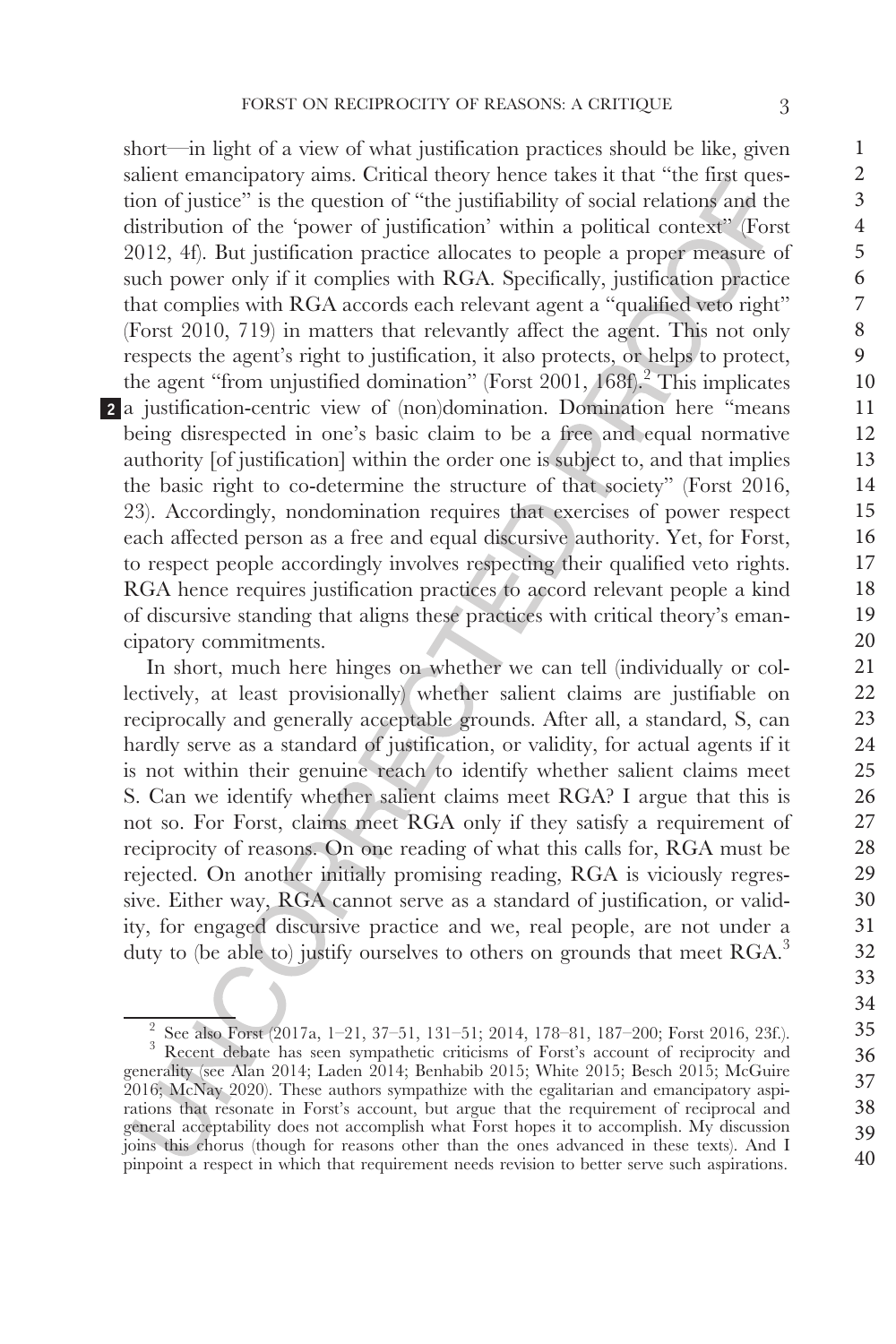short—in light of a view of what justification practices should be like, given salient emancipatory aims. Critical theory hence takes it that "the first question of justice" is the question of "the justifiability of social relations and the distribution of the 'power of justification' within a political context" (Forst 2012, 4f). But justification practice allocates to people a proper measure of such power only if it complies with RGA. Specifically, justification practice that complies with RGA accords each relevant agent a "qualified veto right" (Forst 2010, 719) in matters that relevantly affect the agent. This not only respects the agent's right to justification, it also protects, or helps to protect, the agent "from unjustified domination" (Forst 2001, 168f).[2] This implicates a justification-centric view of (non)domination. Domination here "means being disrespected in one's basic claim to be a free and equal normative authority [of justification] within the order one is subject to, and that implies the basic right to co-determine the structure of that society" (Forst 2016, 23). Accordingly, nondomination requires that exercises of power respect each affected person as a free and equal discursive authority. Yet, for Forst, to respect people accordingly involves respecting their qualified veto rights. RGA hence requires justification practices to accord relevant people a kind of discursive standing that aligns these practices with critical theory's emancipatory commitments.

In short, much here hinges on whether we can tell (individually or collectively, at least provisionally) whether salient claims are justifiable on reciprocally and generally acceptable grounds. After all, a standard, S, can hardly serve as a standard of justification, or validity, for actual agents if it is not within their genuine reach to identify whether salient claims meet S. Can we identify whether salient claims meet RGA? I argue that this is not so. For Forst, claims meet RGA only if they satisfy a requirement of reciprocity of reasons. On one reading of what this calls for, RGA must be rejected. On another initially promising reading, RGA is viciously regressive. Either way, RGA cannot serve as a standard of justification, or validity, for engaged discursive practice and we, real people, are not under a duty to (be able to) justify ourselves to others on grounds that meet RGA.[3]

[2] See also Forst (2017a, 1–21, 37–51, 131–51; 2014, 178–81, 187–200; Forst 2016, 23f.).

[3] Recent debate has seen sympathetic criticisms of Forst's account of reciprocity and generality (see Alan 2014; Laden 2014; Benhabib 2015; White 2015; Besch 2015; McGuire 2016; McNay 2020). These authors sympathize with the egalitarian and emancipatory aspirations that resonate in Forst's account, but argue that the requirement of reciprocal and general acceptability does not accomplish what Forst hopes it to accomplish. My discussion joins this chorus (though for reasons other than the ones advanced in these texts). And I pinpoint a respect in which that requirement needs revision to better serve such aspirations.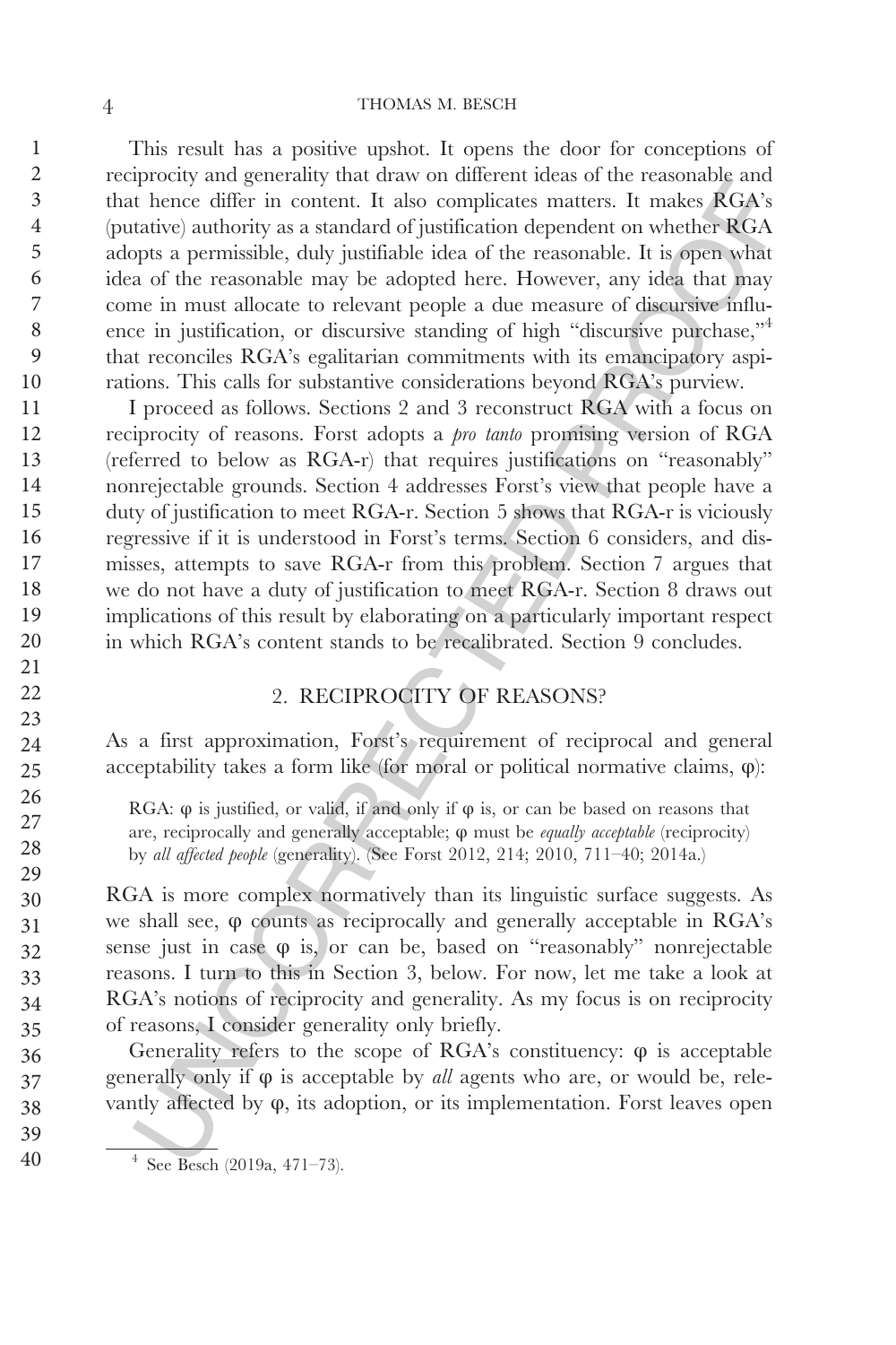This result has a positive upshot. It opens the door for conceptions of reciprocity and generality that draw on different ideas of the reasonable and that hence differ in content. It also complicates matters. It makes RGA's (putative) authority as a standard of justification dependent on whether RGA adopts a permissible, duly justifiable idea of the reasonable. It is open what idea of the reasonable may be adopted here. However, any idea that may come in must allocate to relevant people a due measure of discursive influence in justification, or discursive standing of high "discursive purchase,"[4] that reconciles RGA's egalitarian commitments with its emancipatory aspirations. This calls for substantive considerations beyond RGA's purview.

I proceed as follows. Sections 2 and 3 reconstruct RGA with a focus on reciprocity of reasons. Forst adopts a *pro tanto* promising version of RGA (referred to below as RGA-r) that requires justifications on "reasonably" nonrejectable grounds. Section 4 addresses Forst's view that people have a duty of justification to meet RGA-r. Section 5 shows that RGA-r is viciously regressive if it is understood in Forst's terms. Section 6 considers, and dismisses, attempts to save RGA-r from this problem. Section 7 argues that we do not have a duty of justification to meet RGA-r. Section 8 draws out implications of this result by elaborating on a particularly important respect in which RGA's content stands to be recalibrated. Section 9 concludes.

## 2. RECIPROCITY OF REASONS?

As a first approximation, Forst's requirement of reciprocal and general acceptability takes a form like (for moral or political normative claims, φ):

> RGA: φ is justified, or valid, if and only if φ is, or can be based on reasons that are, reciprocally and generally acceptable; φ must be *equally acceptable* (reciprocity) by *all affected people* (generality). (See Forst 2012, 214; 2010, 711–40; 2014a.)

RGA is more complex normatively than its linguistic surface suggests. As we shall see, φ counts as reciprocally and generally acceptable in RGA's sense just in case φ is, or can be, based on "reasonably" nonrejectable reasons. I turn to this in Section 3, below. For now, let me take a look at RGA's notions of reciprocity and generality. As my focus is on reciprocity of reasons, I consider generality only briefly.

Generality refers to the scope of RGA's constituency: φ is acceptable generally only if φ is acceptable by *all* agents who are, or would be, relevantly affected by φ, its adoption, or its implementation. Forst leaves open

[4] See Besch (2019a, 471–73).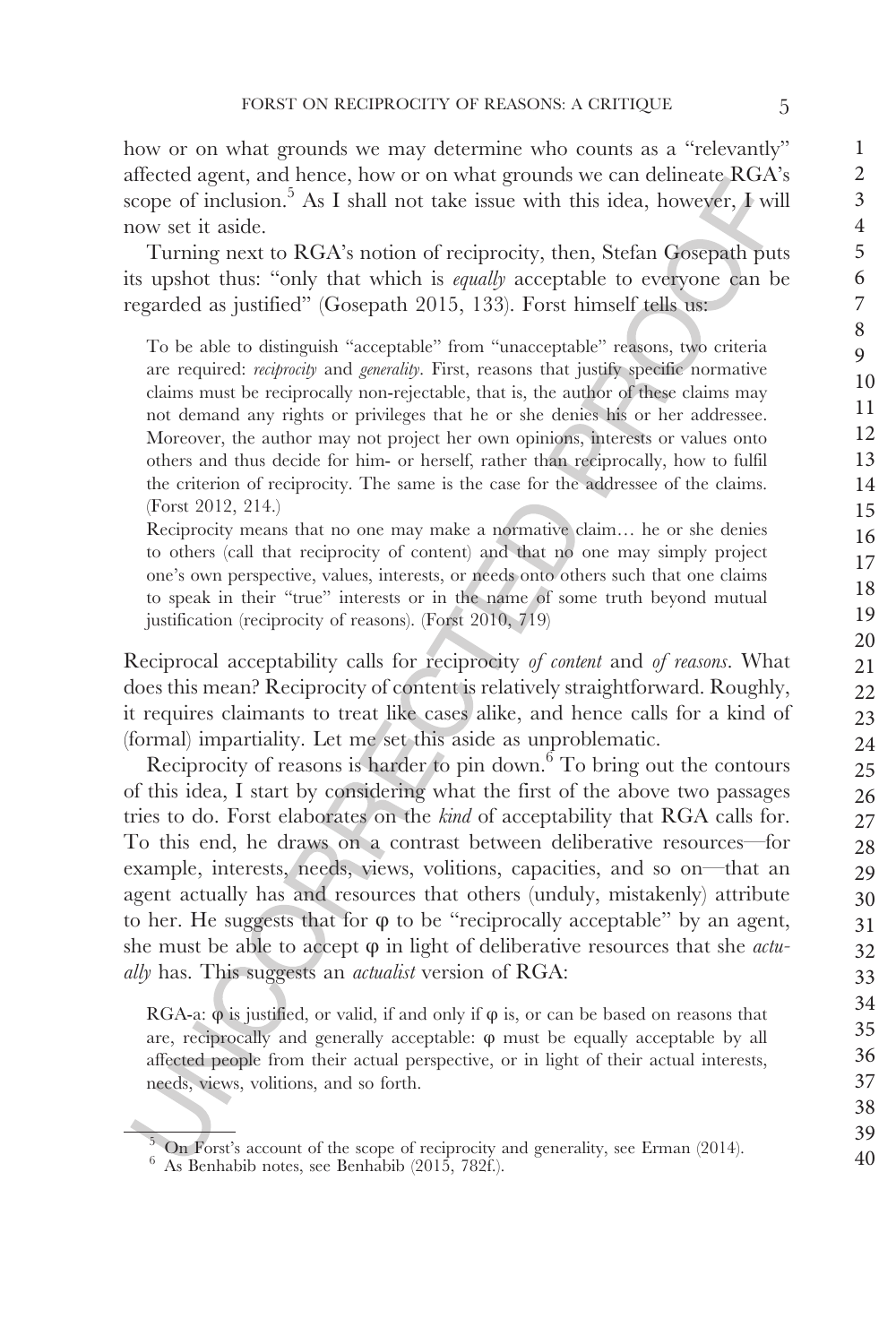how or on what grounds we may determine who counts as a "relevantly" affected agent, and hence, how or on what grounds we can delineate RGA's scope of inclusion.[5] As I shall not take issue with this idea, however, I will now set it aside.

Turning next to RGA's notion of reciprocity, then, Stefan Gosepath puts its upshot thus: "only that which is *equally* acceptable to everyone can be regarded as justified" (Gosepath 2015, 133). Forst himself tells us:

> To be able to distinguish "acceptable" from "unacceptable" reasons, two criteria are required: *reciprocity* and *generality*. First, reasons that justify specific normative claims must be reciprocally non-rejectable, that is, the author of these claims may not demand any rights or privileges that he or she denies his or her addressee. Moreover, the author may not project her own opinions, interests or values onto others and thus decide for him- or herself, rather than reciprocally, how to fulfil the criterion of reciprocity. The same is the case for the addressee of the claims. (Forst 2012, 214.)
>
> Reciprocity means that no one may make a normative claim… he or she denies to others (call that reciprocity of content) and that no one may simply project one's own perspective, values, interests, or needs onto others such that one claims to speak in their "true" interests or in the name of some truth beyond mutual justification (reciprocity of reasons). (Forst 2010, 719)

Reciprocal acceptability calls for reciprocity *of content* and *of reasons*. What does this mean? Reciprocity of content is relatively straightforward. Roughly, it requires claimants to treat like cases alike, and hence calls for a kind of (formal) impartiality. Let me set this aside as unproblematic.

Reciprocity of reasons is harder to pin down.[6] To bring out the contours of this idea, I start by considering what the first of the above two passages tries to do. Forst elaborates on the *kind* of acceptability that RGA calls for. To this end, he draws on a contrast between deliberative resources—for example, interests, needs, views, volitions, capacities, and so on—that an agent actually has and resources that others (unduly, mistakenly) attribute to her. He suggests that for φ to be "reciprocally acceptable" by an agent, she must be able to accept φ in light of deliberative resources that she *actually* has. This suggests an *actualist* version of RGA:

> RGA-a: φ is justified, or valid, if and only if φ is, or can be based on reasons that are, reciprocally and generally acceptable: φ must be equally acceptable by all affected people from their actual perspective, or in light of their actual interests, needs, views, volitions, and so forth.

---

[5] On Forst's account of the scope of reciprocity and generality, see Erman (2014).

[6] As Benhabib notes, see Benhabib (2015, 782f.).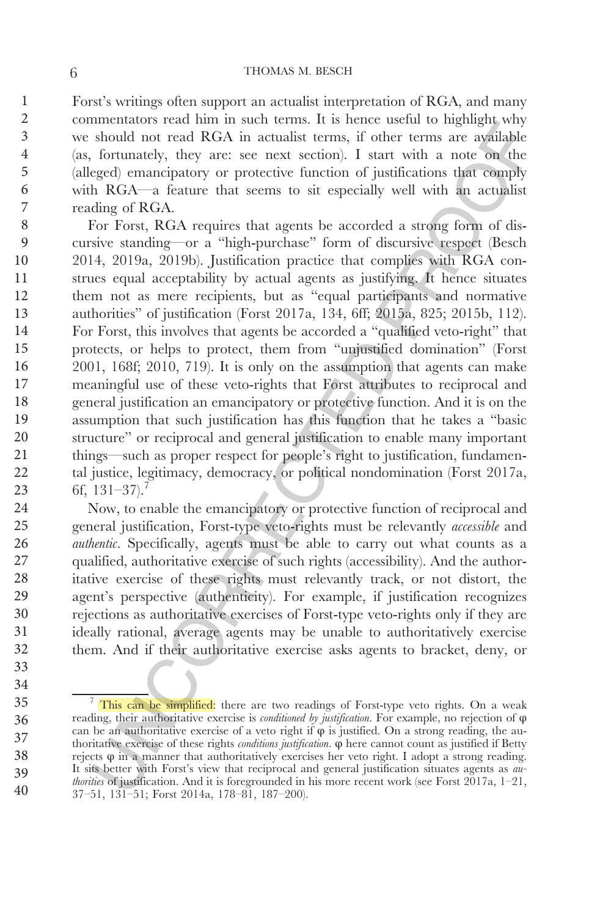Forst's writings often support an actualist interpretation of RGA, and many commentators read him in such terms. It is hence useful to highlight why we should not read RGA in actualist terms, if other terms are available (as, fortunately, they are: see next section). I start with a note on the (alleged) emancipatory or protective function of justifications that comply with RGA—a feature that seems to sit especially well with an actualist reading of RGA.

For Forst, RGA requires that agents be accorded a strong form of discursive standing—or a "high-purchase" form of discursive respect (Besch 2014, 2019a, 2019b). Justification practice that complies with RGA construes equal acceptability by actual agents as justifying. It hence situates them not as mere recipients, but as "equal participants and normative authorities" of justification (Forst 2017a, 134, 6ff; 2015a, 825; 2015b, 112). For Forst, this involves that agents be accorded a "qualified veto-right" that protects, or helps to protect, them from "unjustified domination" (Forst 2001, 168f; 2010, 719). It is only on the assumption that agents can make meaningful use of these veto-rights that Forst attributes to reciprocal and general justification an emancipatory or protective function. And it is on the assumption that such justification has this function that he takes a "basic structure" or reciprocal and general justification to enable many important things—such as proper respect for people's right to justification, fundamental justice, legitimacy, democracy, or political nondomination (Forst 2017a, 6f, 131–37).[7]

Now, to enable the emancipatory or protective function of reciprocal and general justification, Forst-type veto-rights must be relevantly *accessible* and *authentic*. Specifically, agents must be able to carry out what counts as a qualified, authoritative exercise of such rights (accessibility). And the authoritative exercise of these rights must relevantly track, or not distort, the agent's perspective (authenticity). For example, if justification recognizes rejections as authoritative exercises of Forst-type veto-rights only if they are ideally rational, average agents may be unable to authoritatively exercise them. And if their authoritative exercise asks agents to bracket, deny, or

---

[7] This can be simplified: there are two readings of Forst-type veto rights. On a weak reading, their authoritative exercise is *conditioned by justification*. For example, no rejection of φ can be an authoritative exercise of a veto right if φ is justified. On a strong reading, the authoritative exercise of these rights *conditions justification*. φ here cannot count as justified if Betty rejects φ in a manner that authoritatively exercises her veto right. I adopt a strong reading. It sits better with Forst's view that reciprocal and general justification situates agents as *authorities* of justification. And it is foregrounded in his more recent work (see Forst 2017a, 1–21, 37–51, 131–51; Forst 2014a, 178–81, 187–200).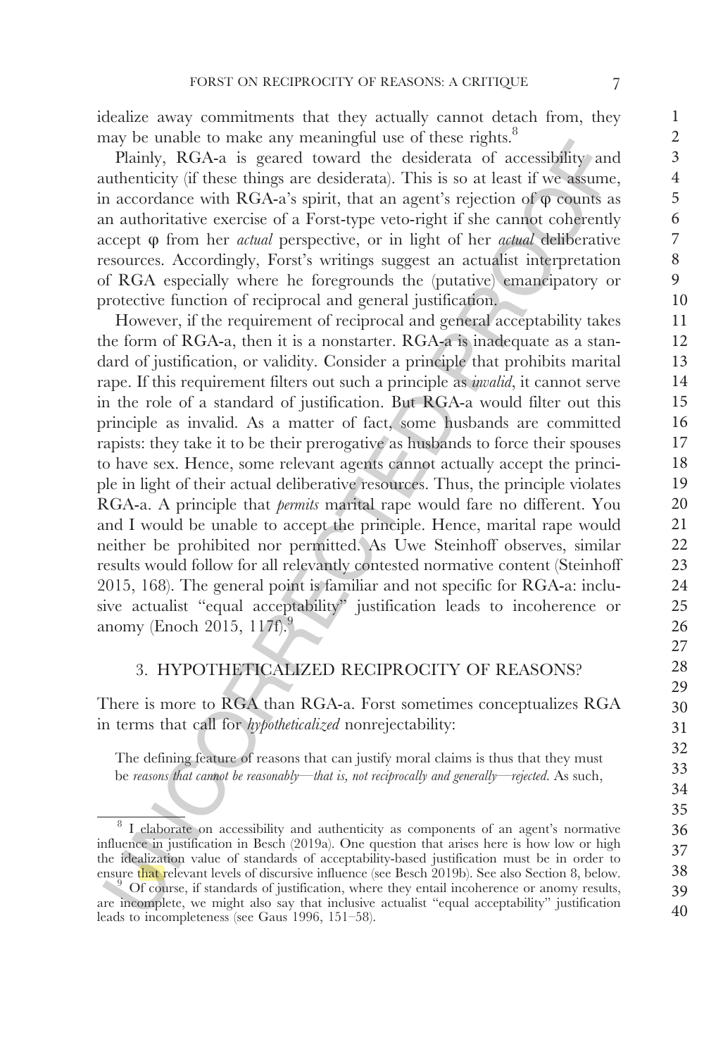idealize away commitments that they actually cannot detach from, they may be unable to make any meaningful use of these rights.[8]

Plainly, RGA-a is geared toward the desiderata of accessibility and authenticity (if these things are desiderata). This is so at least if we assume, in accordance with RGA-a's spirit, that an agent's rejection of φ counts as an authoritative exercise of a Forst-type veto-right if she cannot coherently accept φ from her *actual* perspective, or in light of her *actual* deliberative resources. Accordingly, Forst's writings suggest an actualist interpretation of RGA especially where he foregrounds the (putative) emancipatory or protective function of reciprocal and general justification.

However, if the requirement of reciprocal and general acceptability takes the form of RGA-a, then it is a nonstarter. RGA-a is inadequate as a standard of justification, or validity. Consider a principle that prohibits marital rape. If this requirement filters out such a principle as *invalid*, it cannot serve in the role of a standard of justification. But RGA-a would filter out this principle as invalid. As a matter of fact, some husbands are committed rapists: they take it to be their prerogative as husbands to force their spouses to have sex. Hence, some relevant agents cannot actually accept the principle in light of their actual deliberative resources. Thus, the principle violates RGA-a. A principle that *permits* marital rape would fare no different. You and I would be unable to accept the principle. Hence, marital rape would neither be prohibited nor permitted. As Uwe Steinhoff observes, similar results would follow for all relevantly contested normative content (Steinhoff 2015, 168). The general point is familiar and not specific for RGA-a: inclusive actualist "equal acceptability" justification leads to incoherence or anomy (Enoch 2015, 117f).[9]

## 3. HYPOTHETICALIZED RECIPROCITY OF REASONS?

There is more to RGA than RGA-a. Forst sometimes conceptualizes RGA in terms that call for *hypotheticalized* nonrejectability:

> The defining feature of reasons that can justify moral claims is thus that they must be *reasons that cannot be reasonably—that is, not reciprocally and generally—rejected*. As such,

---

[8] I elaborate on accessibility and authenticity as components of an agent's normative influence in justification in Besch (2019a). One question that arises here is how low or high the idealization value of standards of acceptability-based justification must be in order to ensure that relevant levels of discursive influence (see Besch 2019b). See also Section 8, below.

[9] Of course, if standards of justification, where they entail incoherence or anomy results, are incomplete, we might also say that inclusive actualist "equal acceptability" justification leads to incompleteness (see Gaus 1996, 151–58).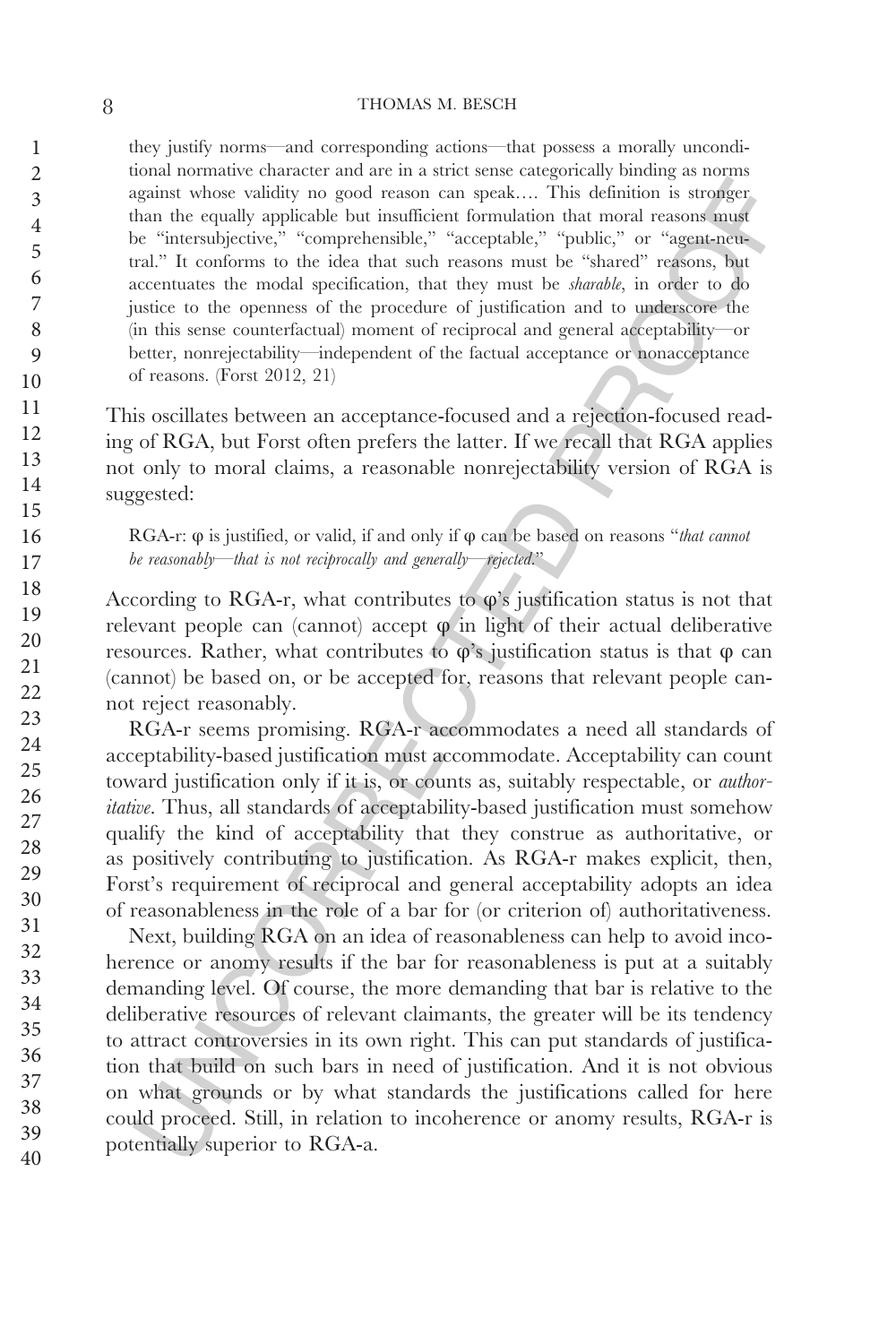> they justify norms—and corresponding actions—that possess a morally unconditional normative character and are in a strict sense categorically binding as norms against whose validity no good reason can speak…. This definition is stronger than the equally applicable but insufficient formulation that moral reasons must be "intersubjective," "comprehensible," "acceptable," "public," or "agent-neutral." It conforms to the idea that such reasons must be "shared" reasons, but accentuates the modal specification, that they must be *sharable*, in order to do justice to the openness of the procedure of justification and to underscore the (in this sense counterfactual) moment of reciprocal and general acceptability—or better, nonrejectability—independent of the factual acceptance or nonacceptance of reasons. (Forst 2012, 21)

This oscillates between an acceptance-focused and a rejection-focused reading of RGA, but Forst often prefers the latter. If we recall that RGA applies not only to moral claims, a reasonable nonrejectability version of RGA is suggested:

> RGA-r: φ is justified, or valid, if and only if φ can be based on reasons "*that cannot be reasonably—that is not reciprocally and generally—rejected.*"

According to RGA-r, what contributes to φ's justification status is not that relevant people can (cannot) accept φ in light of their actual deliberative resources. Rather, what contributes to φ's justification status is that φ can (cannot) be based on, or be accepted for, reasons that relevant people cannot reject reasonably.

RGA-r seems promising. RGA-r accommodates a need all standards of acceptability-based justification must accommodate. Acceptability can count toward justification only if it is, or counts as, suitably respectable, or *authoritative*. Thus, all standards of acceptability-based justification must somehow qualify the kind of acceptability that they construe as authoritative, or as positively contributing to justification. As RGA-r makes explicit, then, Forst's requirement of reciprocal and general acceptability adopts an idea of reasonableness in the role of a bar for (or criterion of) authoritativeness.

Next, building RGA on an idea of reasonableness can help to avoid incoherence or anomy results if the bar for reasonableness is put at a suitably demanding level. Of course, the more demanding that bar is relative to the deliberative resources of relevant claimants, the greater will be its tendency to attract controversies in its own right. This can put standards of justification that build on such bars in need of justification. And it is not obvious on what grounds or by what standards the justifications called for here could proceed. Still, in relation to incoherence or anomy results, RGA-r is potentially superior to RGA-a.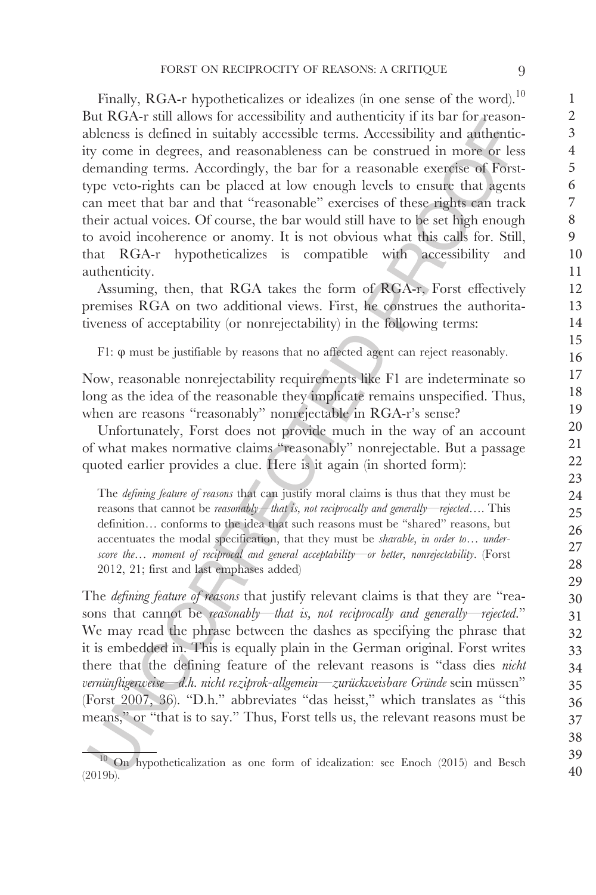Finally, RGA-r hypotheticalizes or idealizes (in one sense of the word).[10] But RGA-r still allows for accessibility and authenticity if its bar for reasonableness is defined in suitably accessible terms. Accessibility and authenticity come in degrees, and reasonableness can be construed in more or less demanding terms. Accordingly, the bar for a reasonable exercise of Forst-type veto-rights can be placed at low enough levels to ensure that agents can meet that bar and that "reasonable" exercises of these rights can track their actual voices. Of course, the bar would still have to be set high enough to avoid incoherence or anomy. It is not obvious what this calls for. Still, that RGA-r hypotheticalizes is compatible with accessibility and authenticity.

Assuming, then, that RGA takes the form of RGA-r, Forst effectively premises RGA on two additional views. First, he construes the authoritativeness of acceptability (or nonrejectability) in the following terms:

> F1: φ must be justifiable by reasons that no affected agent can reject reasonably.

Now, reasonable nonrejectability requirements like F1 are indeterminate so long as the idea of the reasonable they implicate remains unspecified. Thus, when are reasons "reasonably" nonrejectable in RGA-r's sense?

Unfortunately, Forst does not provide much in the way of an account of what makes normative claims "reasonably" nonrejectable. But a passage quoted earlier provides a clue. Here is it again (in shorted form):

> The *defining feature of reasons* that can justify moral claims is thus that they must be reasons that cannot be *reasonably—that is, not reciprocally and generally—rejected*.... This definition... conforms to the idea that such reasons must be "shared" reasons, but accentuates the modal specification, that they must be *sharable*, *in order to... underscore the... moment of reciprocal and general acceptability—or better, nonrejectability*. (Forst 2012, 21; first and last emphases added)

The *defining feature of reasons* that justify relevant claims is that they are "reasons that cannot be *reasonably—that is, not reciprocally and generally—rejected*." We may read the phrase between the dashes as specifying the phrase that it is embedded in. This is equally plain in the German original. Forst writes there that the defining feature of the relevant reasons is "dass dies *nicht vernünftigerweise—d.h. nicht reziprok-allgemein—zurückweisbare Gründe* sein müssen" (Forst 2007, 36). "D.h." abbreviates "das heisst," which translates as "this means," or "that is to say." Thus, Forst tells us, the relevant reasons must be

[10] On hypotheticalization as one form of idealization: see Enoch (2015) and Besch (2019b).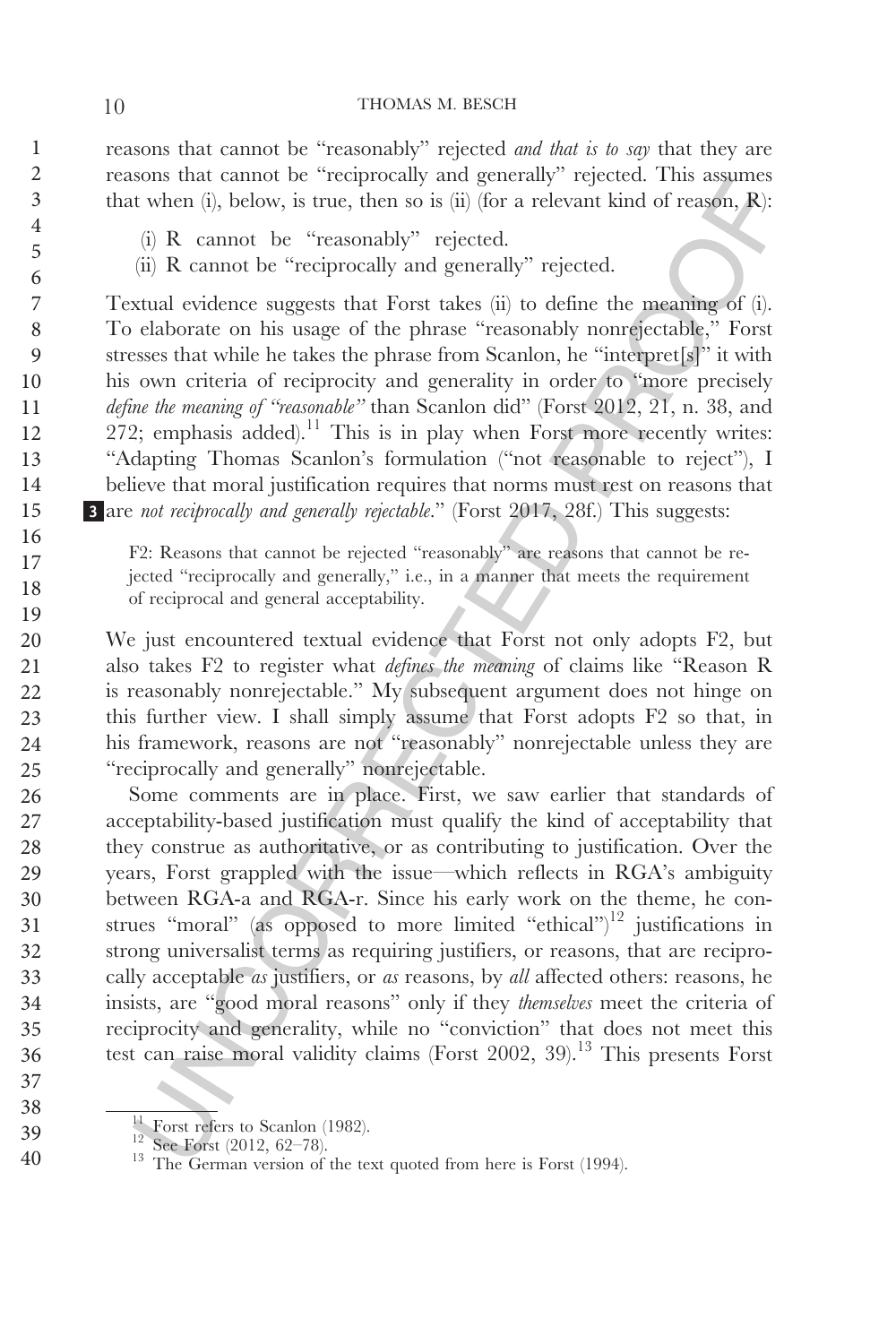reasons that cannot be "reasonably" rejected *and that is to say* that they are reasons that cannot be "reciprocally and generally" rejected. This assumes that when (i), below, is true, then so is (ii) (for a relevant kind of reason, R):

(i) R cannot be "reasonably" rejected.
(ii) R cannot be "reciprocally and generally" rejected.

Textual evidence suggests that Forst takes (ii) to define the meaning of (i). To elaborate on his usage of the phrase "reasonably nonrejectable," Forst stresses that while he takes the phrase from Scanlon, he "interpret[*s*]" it with his own criteria of reciprocity and generality in order to "more precisely *define the meaning of "reasonable"* than Scanlon did" (Forst 2012, 21, n. 38, and 272; emphasis added).[11] This is in play when Forst more recently writes: "Adapting Thomas Scanlon's formulation ("not reasonable to reject"), I believe that moral justification requires that norms must rest on reasons that are *not reciprocally and generally rejectable*." (Forst 2017, 28f.) This suggests:

> F2: Reasons that cannot be rejected "reasonably" are reasons that cannot be rejected "reciprocally and generally," i.e., in a manner that meets the requirement of reciprocal and general acceptability.

We just encountered textual evidence that Forst not only adopts F2, but also takes F2 to register what *defines the meaning* of claims like "Reason R is reasonably nonrejectable." My subsequent argument does not hinge on this further view. I shall simply assume that Forst adopts F2 so that, in his framework, reasons are not "reasonably" nonrejectable unless they are "reciprocally and generally" nonrejectable.

Some comments are in place. First, we saw earlier that standards of acceptability-based justification must qualify the kind of acceptability that they construe as authoritative, or as contributing to justification. Over the years, Forst grappled with the issue—which reflects in RGA's ambiguity between RGA-a and RGA-r. Since his early work on the theme, he construes "moral" (as opposed to more limited "ethical")[12] justifications in strong universalist terms as requiring justifiers, or reasons, that are reciprocally acceptable *as* justifiers, or *as* reasons, by *all* affected others: reasons, he insists, are "good moral reasons" only if they *themselves* meet the criteria of reciprocity and generality, while no "conviction" that does not meet this test can raise moral validity claims (Forst 2002, 39).[13] This presents Forst

[11] Forst refers to Scanlon (1982).
[12] See Forst (2012, 62–78).
[13] The German version of the text quoted from here is Forst (1994).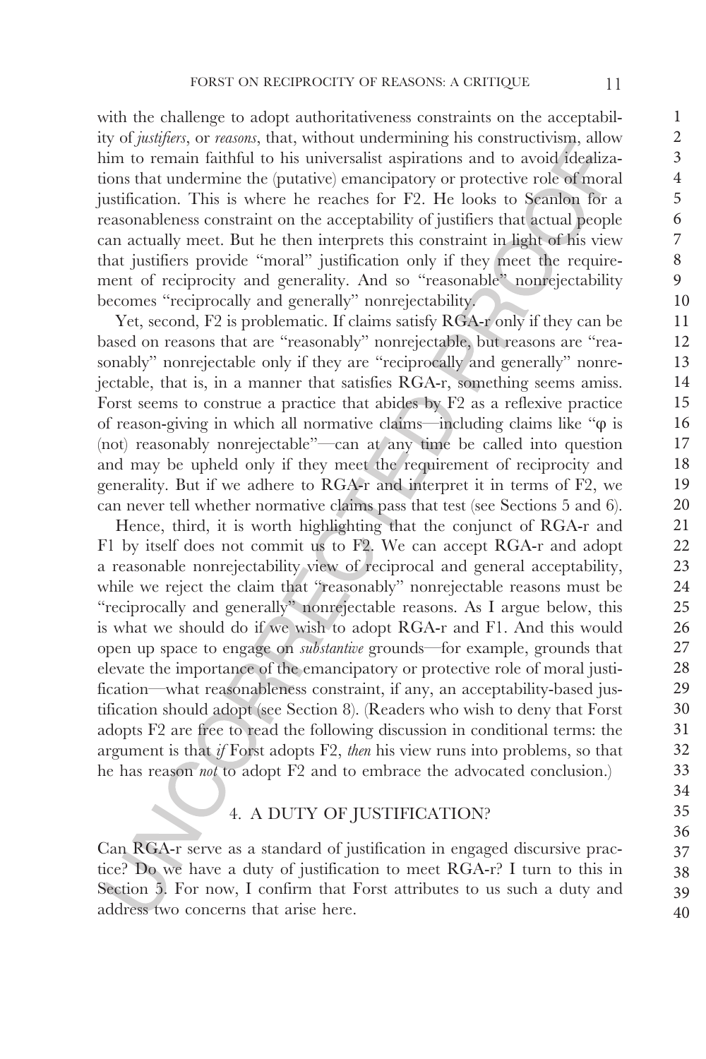with the challenge to adopt authoritativeness constraints on the acceptability of *justifiers*, or *reasons*, that, without undermining his constructivism, allow him to remain faithful to his universalist aspirations and to avoid idealizations that undermine the (putative) emancipatory or protective role of moral justification. This is where he reaches for F2. He looks to Scanlon for a reasonableness constraint on the acceptability of justifiers that actual people can actually meet. But he then interprets this constraint in light of his view that justifiers provide "moral" justification only if they meet the requirement of reciprocity and generality. And so "reasonable" nonrejectability becomes "reciprocally and generally" nonrejectability.

Yet, second, F2 is problematic. If claims satisfy RGA-r only if they can be based on reasons that are "reasonably" nonrejectable, but reasons are "reasonably" nonrejectable only if they are "reciprocally and generally" nonrejectable, that is, in a manner that satisfies RGA-r, something seems amiss. Forst seems to construe a practice that abides by F2 as a reflexive practice of reason-giving in which all normative claims—including claims like "φ is (not) reasonably nonrejectable"—can at any time be called into question and may be upheld only if they meet the requirement of reciprocity and generality. But if we adhere to RGA-r and interpret it in terms of F2, we can never tell whether normative claims pass that test (see Sections 5 and 6).

Hence, third, it is worth highlighting that the conjunct of RGA-r and F1 by itself does not commit us to F2. We can accept RGA-r and adopt a reasonable nonrejectability view of reciprocal and general acceptability, while we reject the claim that "reasonably" nonrejectable reasons must be "reciprocally and generally" nonrejectable reasons. As I argue below, this is what we should do if we wish to adopt RGA-r and F1. And this would open up space to engage on *substantive* grounds—for example, grounds that elevate the importance of the emancipatory or protective role of moral justification—what reasonableness constraint, if any, an acceptability-based justification should adopt (see Section 8). (Readers who wish to deny that Forst adopts F2 are free to read the following discussion in conditional terms: the argument is that *if* Forst adopts F2, *then* his view runs into problems, so that he has reason *not* to adopt F2 and to embrace the advocated conclusion.)

## 4. A DUTY OF JUSTIFICATION?

Can RGA-r serve as a standard of justification in engaged discursive practice? Do we have a duty of justification to meet RGA-r? I turn to this in Section 5. For now, I confirm that Forst attributes to us such a duty and address two concerns that arise here.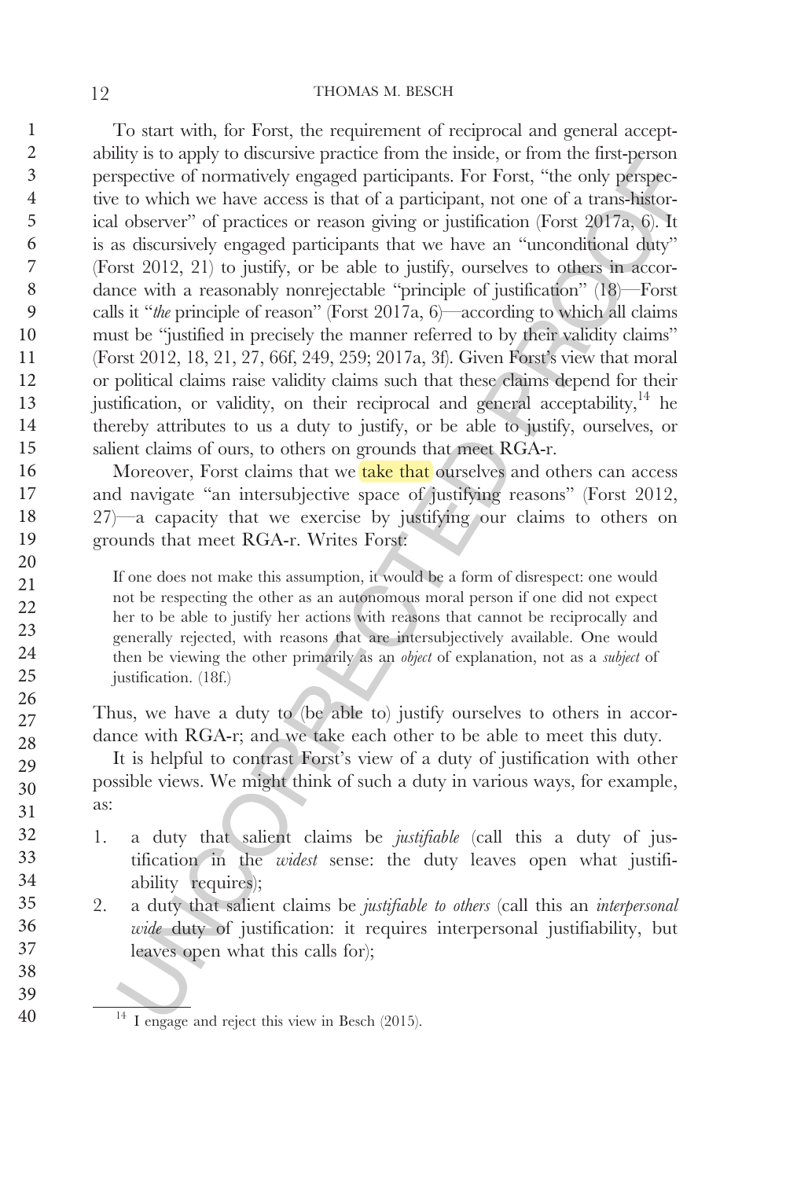To start with, for Forst, the requirement of reciprocal and general acceptability is to apply to discursive practice from the inside, or from the first-person perspective of normatively engaged participants. For Forst, "the only perspective to which we have access is that of a participant, not one of a trans-historical observer" of practices or reason giving or justification (Forst 2017a, 6). It is as discursively engaged participants that we have an "unconditional duty" (Forst 2012, 21) to justify, or be able to justify, ourselves to others in accordance with a reasonably nonrejectable "principle of justification" (18)—Forst calls it "*the* principle of reason" (Forst 2017a, 6)—according to which all claims must be "justified in precisely the manner referred to by their validity claims" (Forst 2012, 18, 21, 27, 66f, 249, 259; 2017a, 3f). Given Forst's view that moral or political claims raise validity claims such that these claims depend for their justification, or validity, on their reciprocal and general acceptability,[14] he thereby attributes to us a duty to justify, or be able to justify, ourselves, or salient claims of ours, to others on grounds that meet RGA-r.

Moreover, Forst claims that we take that ourselves and others can access and navigate "an intersubjective space of justifying reasons" (Forst 2012, 27)—a capacity that we exercise by justifying our claims to others on grounds that meet RGA-r. Writes Forst:

> If one does not make this assumption, it would be a form of disrespect: one would not be respecting the other as an autonomous moral person if one did not expect her to be able to justify her actions with reasons that cannot be reciprocally and generally rejected, with reasons that are intersubjectively available. One would then be viewing the other primarily as an *object* of explanation, not as a *subject* of justification. (18f.)

Thus, we have a duty to (be able to) justify ourselves to others in accordance with RGA-r; and we take each other to be able to meet this duty.

It is helpful to contrast Forst's view of a duty of justification with other possible views. We might think of such a duty in various ways, for example, as:

1. a duty that salient claims be *justifiable* (call this a duty of justification in the *widest* sense: the duty leaves open what justifiability requires);
2. a duty that salient claims be *justifiable to others* (call this an *interpersonal wide* duty of justification: it requires interpersonal justifiability, but leaves open what this calls for);

[14] I engage and reject this view in Besch (2015).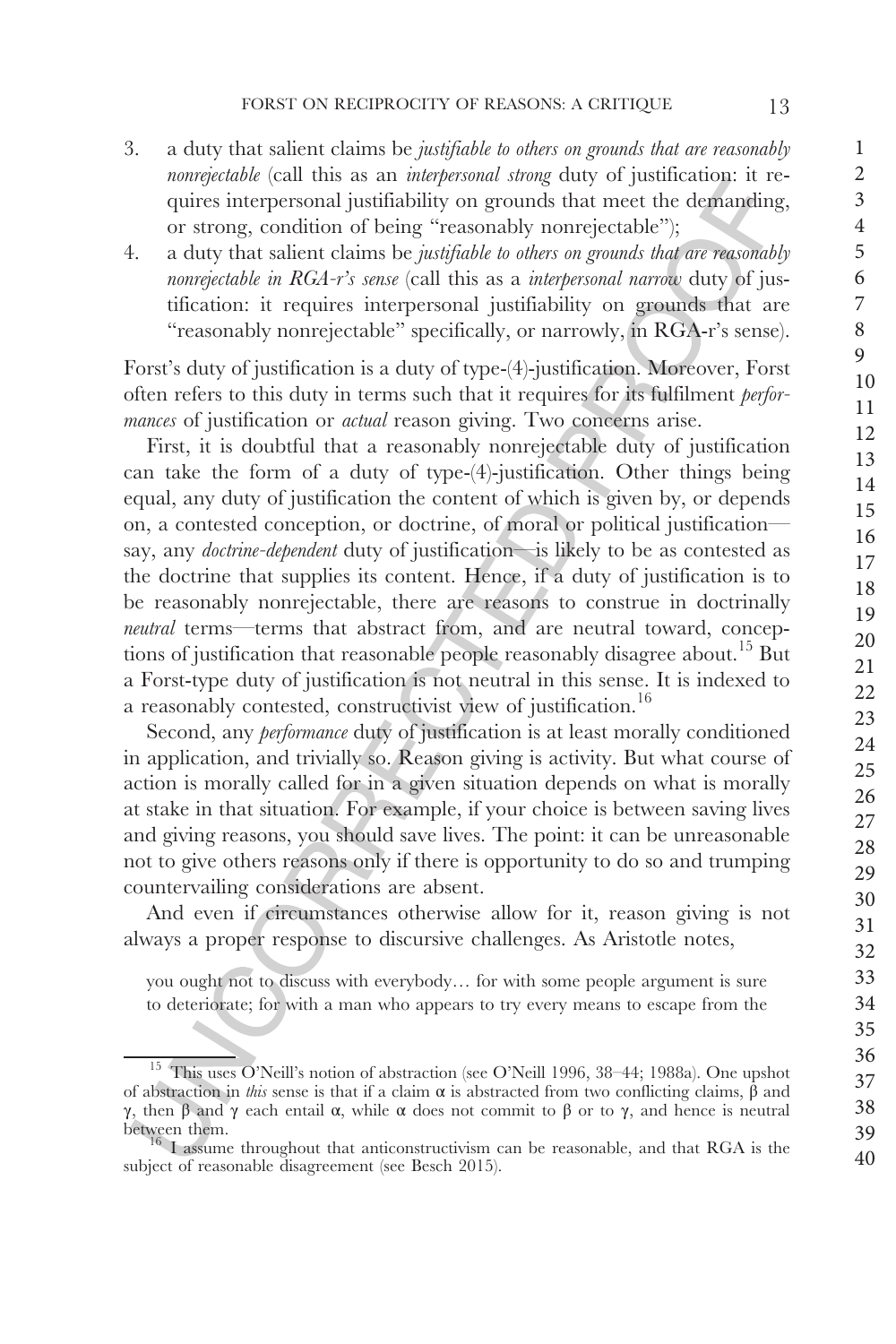3. a duty that salient claims be *justifiable to others on grounds that are reasonably nonrejectable* (call this as an *interpersonal strong* duty of justification: it requires interpersonal justifiability on grounds that meet the demanding, or strong, condition of being "reasonably nonrejectable");
4. a duty that salient claims be *justifiable to others on grounds that are reasonably nonrejectable in RGA-r's sense* (call this as a *interpersonal narrow* duty of justification: it requires interpersonal justifiability on grounds that are "reasonably nonrejectable" specifically, or narrowly, in RGA-r's sense).

Forst's duty of justification is a duty of type-(4)-justification. Moreover, Forst often refers to this duty in terms such that it requires for its fulfilment *performances* of justification or *actual* reason giving. Two concerns arise.

First, it is doubtful that a reasonably nonrejectable duty of justification can take the form of a duty of type-(4)-justification. Other things being equal, any duty of justification the content of which is given by, or depends on, a contested conception, or doctrine, of moral or political justification—say, any *doctrine-dependent* duty of justification—is likely to be as contested as the doctrine that supplies its content. Hence, if a duty of justification is to be reasonably nonrejectable, there are reasons to construe in doctrinally *neutral* terms—terms that abstract from, and are neutral toward, conceptions of justification that reasonable people reasonably disagree about.[15] But a Forst-type duty of justification is not neutral in this sense. It is indexed to a reasonably contested, constructivist view of justification.[16]

Second, any *performance* duty of justification is at least morally conditioned in application, and trivially so. Reason giving is activity. But what course of action is morally called for in a given situation depends on what is morally at stake in that situation. For example, if your choice is between saving lives and giving reasons, you should save lives. The point: it can be unreasonable not to give others reasons only if there is opportunity to do so and trumping countervailing considerations are absent.

And even if circumstances otherwise allow for it, reason giving is not always a proper response to discursive challenges. As Aristotle notes,

> you ought not to discuss with everybody… for with some people argument is sure to deteriorate; for with a man who appears to try every means to escape from the

---

[15] This uses O'Neill's notion of abstraction (see O'Neill 1996, 38–44; 1988a). One upshot of abstraction in *this* sense is that if a claim $\alpha$ is abstracted from two conflicting claims, $\beta$ and $\gamma$, then $\beta$ and $\gamma$ each entail $\alpha$, while $\alpha$ does not commit to $\beta$ or to $\gamma$, and hence is neutral between them.

[16] I assume throughout that anticonstructivism can be reasonable, and that RGA is the subject of reasonable disagreement (see Besch 2015).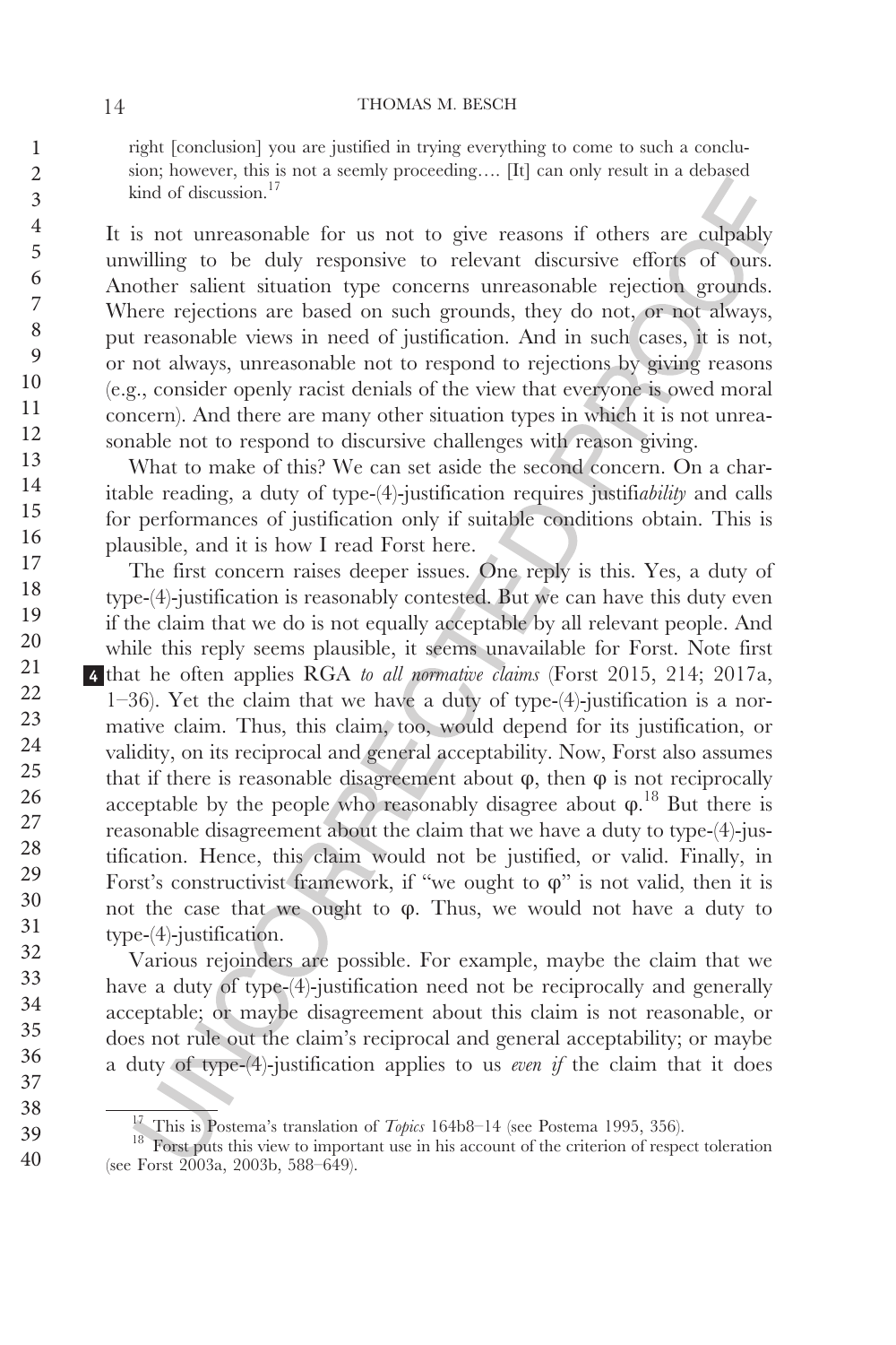> right [conclusion] you are justified in trying everything to come to such a conclusion; however, this is not a seemly proceeding…. [It] can only result in a debased kind of discussion.[17]

It is not unreasonable for us not to give reasons if others are culpably unwilling to be duly responsive to relevant discursive efforts of ours. Another salient situation type concerns unreasonable rejection grounds. Where rejections are based on such grounds, they do not, or not always, put reasonable views in need of justification. And in such cases, it is not, or not always, unreasonable not to respond to rejections by giving reasons (e.g., consider openly racist denials of the view that everyone is owed moral concern). And there are many other situation types in which it is not unreasonable not to respond to discursive challenges with reason giving.

What to make of this? We can set aside the second concern. On a charitable reading, a duty of type-(4)-justification requires justifi*ability* and calls for performances of justification only if suitable conditions obtain. This is plausible, and it is how I read Forst here.

The first concern raises deeper issues. One reply is this. Yes, a duty of type-(4)-justification is reasonably contested. But we can have this duty even if the claim that we do is not equally acceptable by all relevant people. And while this reply seems plausible, it seems unavailable for Forst. Note first that he often applies RGA *to all normative claims* (Forst 2015, 214; 2017a, 1–36). Yet the claim that we have a duty of type-(4)-justification is a normative claim. Thus, this claim, too, would depend for its justification, or validity, on its reciprocal and general acceptability. Now, Forst also assumes that if there is reasonable disagreement about φ, then φ is not reciprocally acceptable by the people who reasonably disagree about φ.[18] But there is reasonable disagreement about the claim that we have a duty to type-(4)-justification. Hence, this claim would not be justified, or valid. Finally, in Forst's constructivist framework, if "we ought to φ" is not valid, then it is not the case that we ought to φ. Thus, we would not have a duty to type-(4)-justification.

Various rejoinders are possible. For example, maybe the claim that we have a duty of type-(4)-justification need not be reciprocally and generally acceptable; or maybe disagreement about this claim is not reasonable, or does not rule out the claim's reciprocal and general acceptability; or maybe a duty of type-(4)-justification applies to us *even if* the claim that it does

---

[17] This is Postema's translation of *Topics* 164b8–14 (see Postema 1995, 356).

[18] Forst puts this view to important use in his account of the criterion of respect toleration (see Forst 2003a, 2003b, 588–649).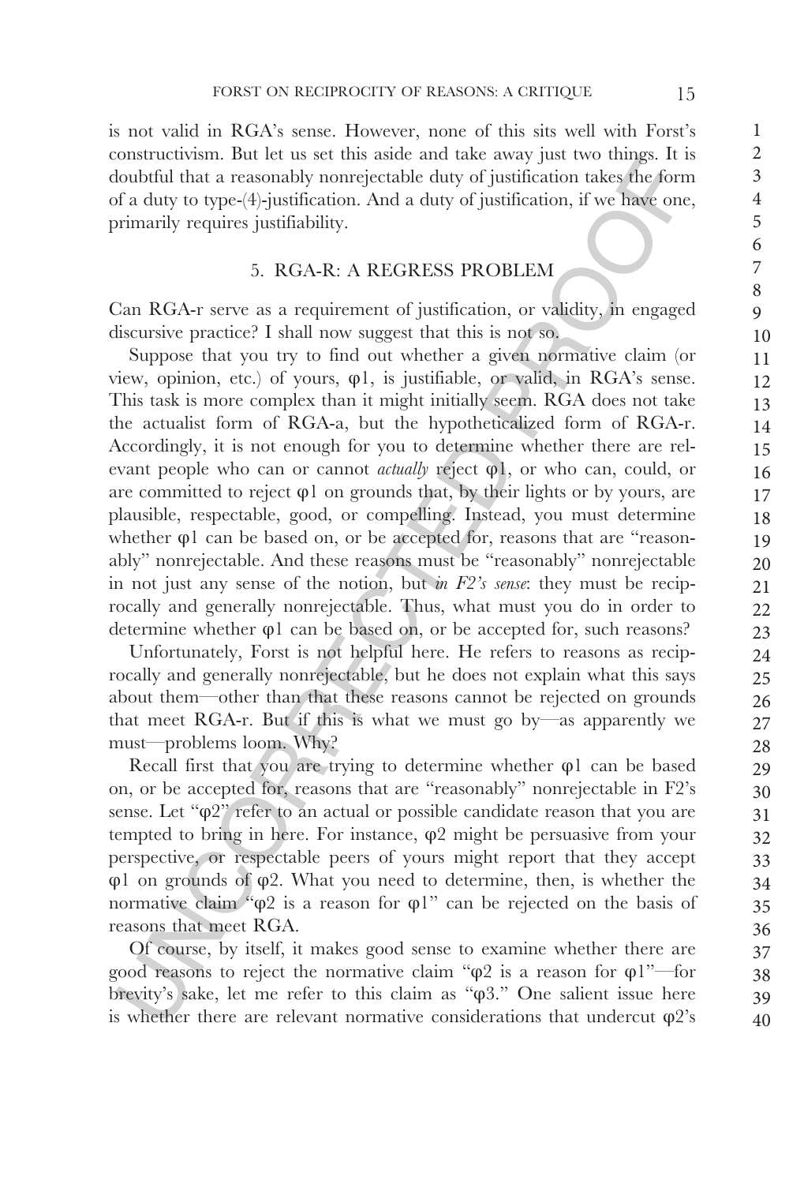is not valid in RGA's sense. However, none of this sits well with Forst's constructivism. But let us set this aside and take away just two things. It is doubtful that a reasonably nonrejectable duty of justification takes the form of a duty to type-(4)-justification. And a duty of justification, if we have one, primarily requires justifiability.

## 5. RGA-R: A REGRESS PROBLEM

Can RGA-r serve as a requirement of justification, or validity, in engaged discursive practice? I shall now suggest that this is not so.

Suppose that you try to find out whether a given normative claim (or view, opinion, etc.) of yours, $\varphi 1$, is justifiable, or valid, in RGA's sense. This task is more complex than it might initially seem. RGA does not take the actualist form of RGA-a, but the hypotheticalized form of RGA-r. Accordingly, it is not enough for you to determine whether there are relevant people who can or cannot *actually* reject $\varphi 1$, or who can, could, or are committed to reject $\varphi 1$ on grounds that, by their lights or by yours, are plausible, respectable, good, or compelling. Instead, you must determine whether $\varphi 1$ can be based on, or be accepted for, reasons that are "reasonably" nonrejectable. And these reasons must be "reasonably" nonrejectable in not just any sense of the notion, but *in F2's sense*: they must be reciprocally and generally nonrejectable. Thus, what must you do in order to determine whether $\varphi 1$ can be based on, or be accepted for, such reasons?

Unfortunately, Forst is not helpful here. He refers to reasons as reciprocally and generally nonrejectable, but he does not explain what this says about them—other than that these reasons cannot be rejected on grounds that meet RGA-r. But if this is what we must go by—as apparently we must—problems loom. Why?

Recall first that you are trying to determine whether $\varphi 1$ can be based on, or be accepted for, reasons that are "reasonably" nonrejectable in F2's sense. Let "$\varphi 2$" refer to an actual or possible candidate reason that you are tempted to bring in here. For instance, $\varphi 2$ might be persuasive from your perspective, or respectable peers of yours might report that they accept $\varphi 1$ on grounds of $\varphi 2$. What you need to determine, then, is whether the normative claim "$\varphi 2$ is a reason for $\varphi 1$" can be rejected on the basis of reasons that meet RGA.

Of course, by itself, it makes good sense to examine whether there are good reasons to reject the normative claim "$\varphi 2$ is a reason for $\varphi 1$"—for brevity's sake, let me refer to this claim as "$\varphi 3$." One salient issue here is whether there are relevant normative considerations that undercut $\varphi 2$'s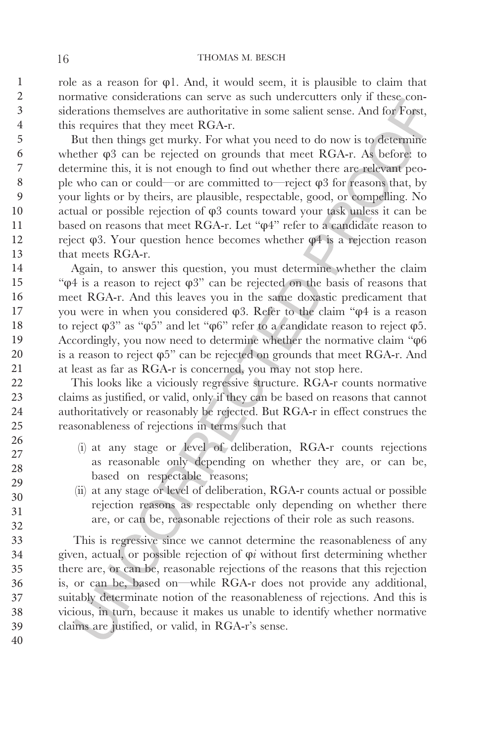role as a reason for $\varphi 1$. And, it would seem, it is plausible to claim that normative considerations can serve as such undercutters only if these considerations themselves are authoritative in some salient sense. And for Forst, this requires that they meet RGA-r.

But then things get murky. For what you need to do now is to determine whether $\varphi 3$ can be rejected on grounds that meet RGA-r. As before: to determine this, it is not enough to find out whether there are relevant people who can or could—or are committed to—reject $\varphi 3$ for reasons that, by your lights or by theirs, are plausible, respectable, good, or compelling. No actual or possible rejection of $\varphi 3$ counts toward your task unless it can be based on reasons that meet RGA-r. Let "$\varphi 4$" refer to a candidate reason to reject $\varphi 3$. Your question hence becomes whether $\varphi 4$ is a rejection reason that meets RGA-r.

Again, to answer this question, you must determine whether the claim "$\varphi 4$ is a reason to reject $\varphi 3$" can be rejected on the basis of reasons that meet RGA-r. And this leaves you in the same doxastic predicament that you were in when you considered $\varphi 3$. Refer to the claim "$\varphi 4$ is a reason to reject $\varphi 3$" as "$\varphi 5$" and let "$\varphi 6$" refer to a candidate reason to reject $\varphi 5$. Accordingly, you now need to determine whether the normative claim "$\varphi 6$ is a reason to reject $\varphi 5$" can be rejected on grounds that meet RGA-r. And at least as far as RGA-r is concerned, you may not stop here.

This looks like a viciously regressive structure. RGA-r counts normative claims as justified, or valid, only if they can be based on reasons that cannot authoritatively or reasonably be rejected. But RGA-r in effect construes the reasonableness of rejections in terms such that

(i) at any stage or level of deliberation, RGA-r counts rejections as reasonable only depending on whether they are, or can be, based on respectable reasons;

(ii) at any stage or level of deliberation, RGA-r counts actual or possible rejection reasons as respectable only depending on whether there are, or can be, reasonable rejections of their role as such reasons.

This is regressive since we cannot determine the reasonableness of any given, actual, or possible rejection of $\varphi i$ without first determining whether there are, or can be, reasonable rejections of the reasons that this rejection is, or can be, based on—while RGA-r does not provide any additional, suitably determinate notion of the reasonableness of rejections. And this is vicious, in turn, because it makes us unable to identify whether normative claims are justified, or valid, in RGA-r's sense.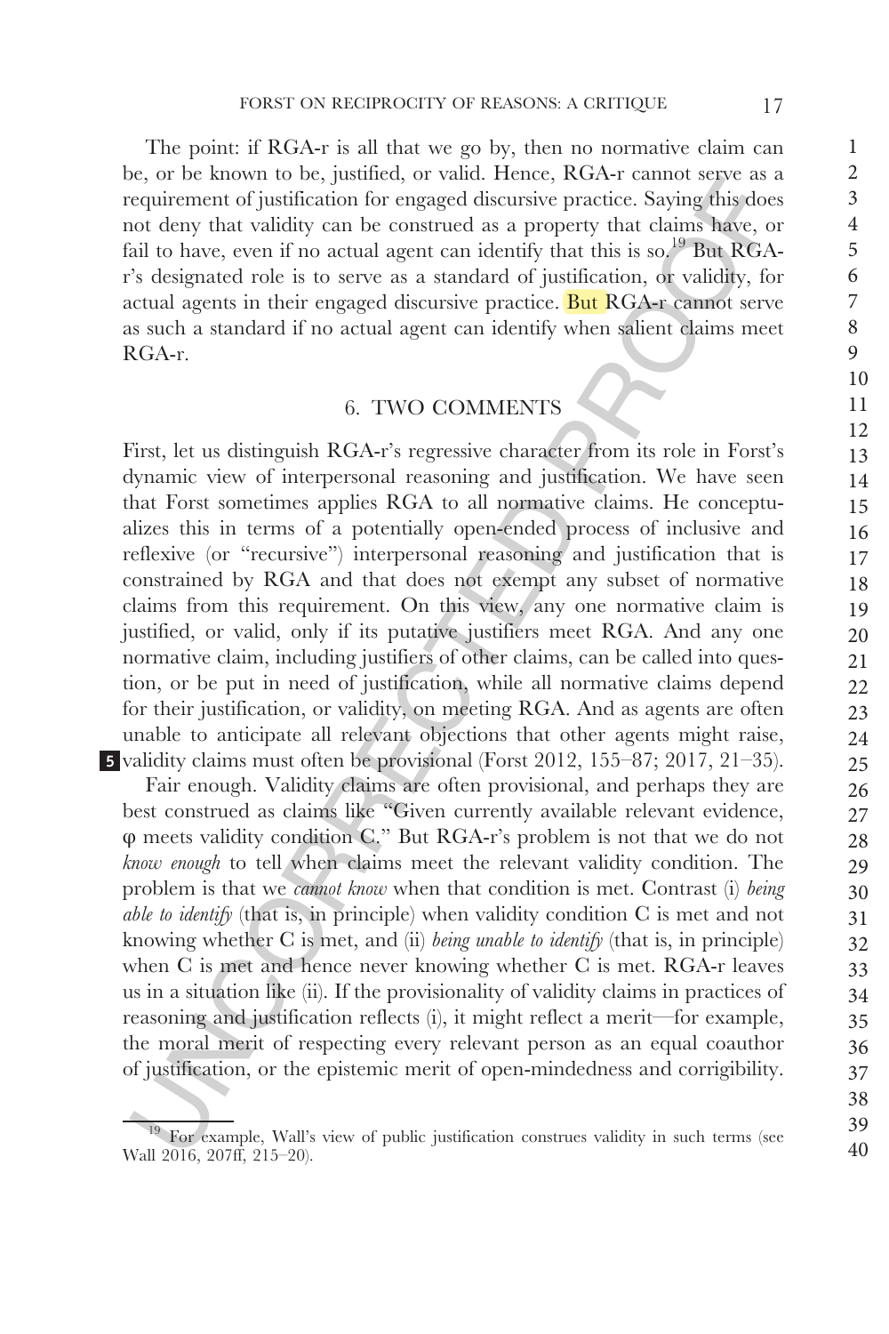The point: if RGA-r is all that we go by, then no normative claim can be, or be known to be, justified, or valid. Hence, RGA-r cannot serve as a requirement of justification for engaged discursive practice. Saying this does not deny that validity can be construed as a property that claims have, or fail to have, even if no actual agent can identify that this is so.[19] But RGA-r's designated role is to serve as a standard of justification, or validity, for actual agents in their engaged discursive practice. But RGA-r cannot serve as such a standard if no actual agent can identify when salient claims meet RGA-r.

## 6. TWO COMMENTS

First, let us distinguish RGA-r's regressive character from its role in Forst's dynamic view of interpersonal reasoning and justification. We have seen that Forst sometimes applies RGA to all normative claims. He conceptualizes this in terms of a potentially open-ended process of inclusive and reflexive (or "recursive") interpersonal reasoning and justification that is constrained by RGA and that does not exempt any subset of normative claims from this requirement. On this view, any one normative claim is justified, or valid, only if its putative justifiers meet RGA. And any one normative claim, including justifiers of other claims, can be called into question, or be put in need of justification, while all normative claims depend for their justification, or validity, on meeting RGA. And as agents are often unable to anticipate all relevant objections that other agents might raise, validity claims must often be provisional (Forst 2012, 155–87; 2017, 21–35).

Fair enough. Validity claims are often provisional, and perhaps they are best construed as claims like "Given currently available relevant evidence, φ meets validity condition C." But RGA-r's problem is not that we do not *know enough* to tell when claims meet the relevant validity condition. The problem is that we *cannot know* when that condition is met. Contrast (i) *being able to identify* (that is, in principle) when validity condition C is met and not knowing whether C is met, and (ii) *being unable to identify* (that is, in principle) when C is met and hence never knowing whether C is met. RGA-r leaves us in a situation like (ii). If the provisionality of validity claims in practices of reasoning and justification reflects (i), it might reflect a merit—for example, the moral merit of respecting every relevant person as an equal coauthor of justification, or the epistemic merit of open-mindedness and corrigibility.

[19] For example, Wall's view of public justification construes validity in such terms (see Wall 2016, 207ff, 215–20).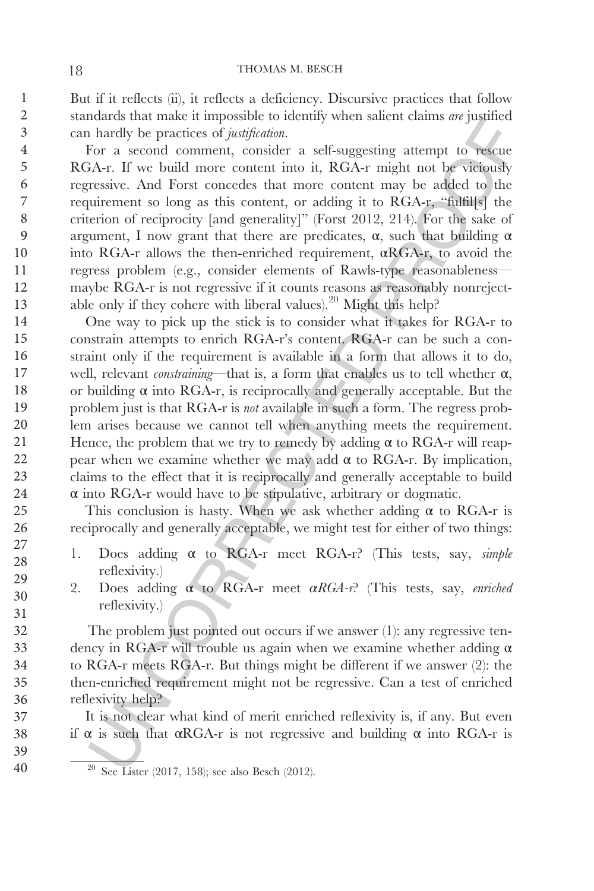But if it reflects (ii), it reflects a deficiency. Discursive practices that follow standards that make it impossible to identify when salient claims *are* justified can hardly be practices of *justification*.

For a second comment, consider a self-suggesting attempt to rescue RGA-r. If we build more content into it, RGA-r might not be viciously regressive. And Forst concedes that more content may be added to the requirement so long as this content, or adding it to RGA-r, "fulfil[s] the criterion of reciprocity [and generality]" (Forst 2012, 214). For the sake of argument, I now grant that there are predicates, α, such that building α into RGA-r allows the then-enriched requirement, αRGA-r, to avoid the regress problem (e.g., consider elements of Rawls-type reasonableness—maybe RGA-r is not regressive if it counts reasons as reasonably nonrejectable only if they cohere with liberal values).[20] Might this help?

One way to pick up the stick is to consider what it takes for RGA-r to constrain attempts to enrich RGA-r's content. RGA-r can be such a constraint only if the requirement is available in a form that allows it to do, well, relevant *constraining*—that is, a form that enables us to tell whether α, or building α into RGA-r, is reciprocally and generally acceptable. But the problem just is that RGA-r is *not* available in such a form. The regress problem arises because we cannot tell when anything meets the requirement. Hence, the problem that we try to remedy by adding α to RGA-r will reappear when we examine whether we may add α to RGA-r. By implication, claims to the effect that it is reciprocally and generally acceptable to build α into RGA-r would have to be stipulative, arbitrary or dogmatic.

This conclusion is hasty. When we ask whether adding α to RGA-r is reciprocally and generally acceptable, we might test for either of two things:

1. Does adding α to RGA-r meet RGA-r? (This tests, say, *simple* reflexivity.)
2. Does adding α to RGA-r meet *αRGA-r*? (This tests, say, *enriched* reflexivity.)

The problem just pointed out occurs if we answer (1): any regressive tendency in RGA-r will trouble us again when we examine whether adding α to RGA-r meets RGA-r. But things might be different if we answer (2): the then-enriched requirement might not be regressive. Can a test of enriched reflexivity help?

It is not clear what kind of merit enriched reflexivity is, if any. But even if α is such that αRGA-r is not regressive and building α into RGA-r is

[20] See Lister (2017, 158); see also Besch (2012).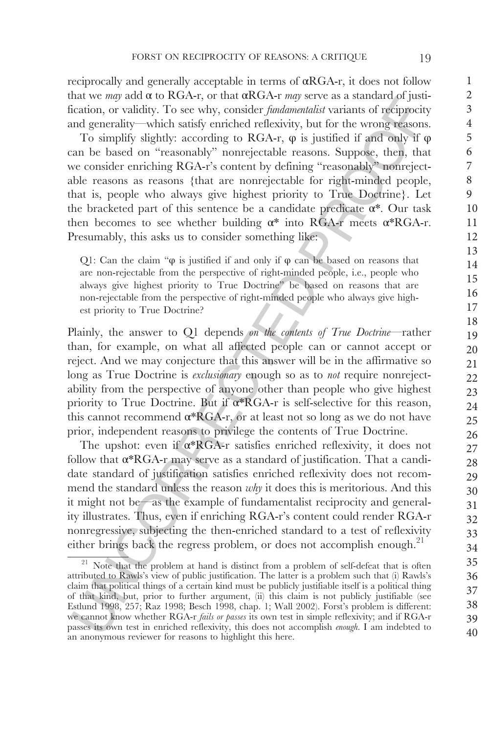reciprocally and generally acceptable in terms of $\alpha$RGA-r, it does not follow that we *may* add $\alpha$ to RGA-r, or that $\alpha$RGA-r *may* serve as a standard of justification, or validity. To see why, consider *fundamentalist* variants of reciprocity and generality—which satisfy enriched reflexivity, but for the wrong reasons.

To simplify slightly: according to RGA-r, $\varphi$ is justified if and only if $\varphi$ can be based on "reasonably" nonrejectable reasons. Suppose, then, that we consider enriching RGA-r's content by defining "reasonably" nonrejectable reasons as reasons {that are nonrejectable for right-minded people, that is, people who always give highest priority to True Doctrine}. Let the bracketed part of this sentence be a candidate predicate $\alpha^*$. Our task then becomes to see whether building $\alpha^*$ into RGA-r meets $\alpha^*$RGA-r. Presumably, this asks us to consider something like:

> Q1: Can the claim "$\varphi$ is justified if and only if $\varphi$ can be based on reasons that are non-rejectable from the perspective of right-minded people, i.e., people who always give highest priority to True Doctrine" be based on reasons that are non-rejectable from the perspective of right-minded people who always give highest priority to True Doctrine?

Plainly, the answer to Q1 depends *on the contents of True Doctrine*—rather than, for example, on what all affected people can or cannot accept or reject. And we may conjecture that this answer will be in the affirmative so long as True Doctrine is *exclusionary* enough so as to *not* require nonrejectability from the perspective of anyone other than people who give highest priority to True Doctrine. But if $\alpha^*$RGA-r is self-selective for this reason, this cannot recommend $\alpha^*$RGA-r, or at least not so long as we do not have prior, independent reasons to privilege the contents of True Doctrine.

The upshot: even if $\alpha^*$RGA-r satisfies enriched reflexivity, it does not follow that $\alpha^*$RGA-r may serve as a standard of justification. That a candidate standard of justification satisfies enriched reflexivity does not recommend the standard unless the reason *why* it does this is meritorious. And this it might not be—as the example of fundamentalist reciprocity and generality illustrates. Thus, even if enriching RGA-r's content could render RGA-r nonregressive, subjecting the then-enriched standard to a test of reflexivity either brings back the regress problem, or does not accomplish enough.[21]

[21] Note that the problem at hand is distinct from a problem of self-defeat that is often attributed to Rawls's view of public justification. The latter is a problem such that (i) Rawls's claim that political things of a certain kind must be publicly justifiable itself is a political thing of that kind, but, prior to further argument, (ii) this claim is not publicly justifiable (see Estlund 1998, 257; Raz 1998; Besch 1998, chap. 1; Wall 2002). Forst's problem is different: we cannot know whether RGA-r *fails or passes* its own test in simple reflexivity; and if RGA-r passes its own test in enriched reflexivity, this does not accomplish *enough*. I am indebted to an anonymous reviewer for reasons to highlight this here.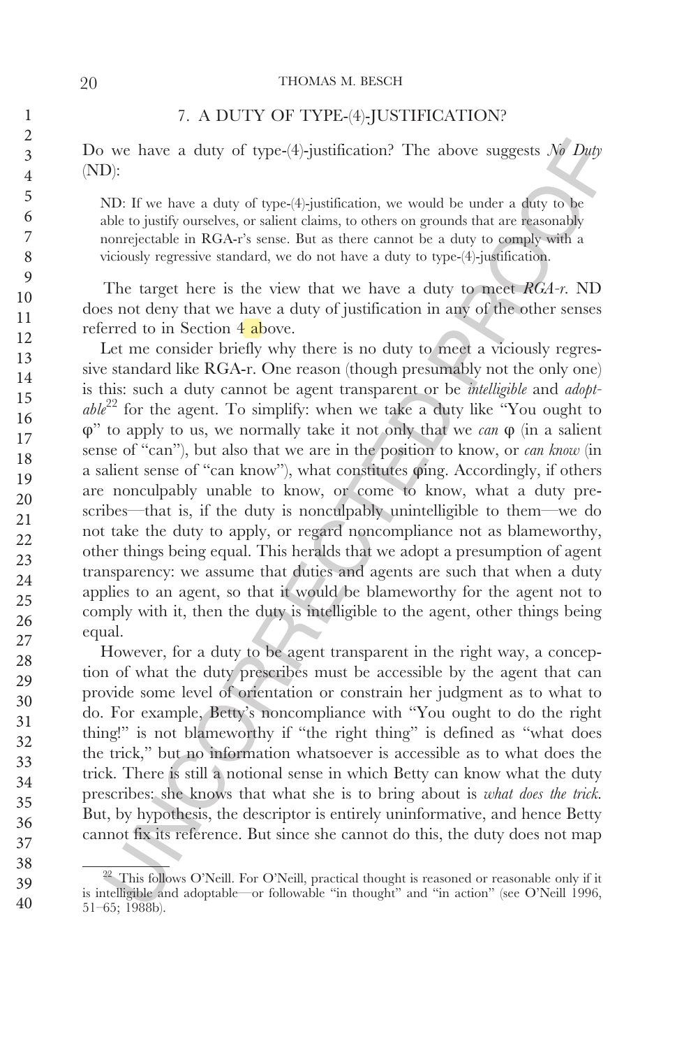## 7. A DUTY OF TYPE-(4)-JUSTIFICATION?

Do we have a duty of type-(4)-justification? The above suggests *No Duty* (ND):

> ND: If we have a duty of type-(4)-justification, we would be under a duty to be able to justify ourselves, or salient claims, to others on grounds that are reasonably nonrejectable in RGA-r's sense. But as there cannot be a duty to comply with a viciously regressive standard, we do not have a duty to type-(4)-justification.

The target here is the view that we have a duty to meet *RGA-r*. ND does not deny that we have a duty of justification in any of the other senses referred to in Section 4 above.

Let me consider briefly why there is no duty to meet a viciously regressive standard like RGA-r. One reason (though presumably not the only one) is this: such a duty cannot be agent transparent or be *intelligible* and *adoptable*[22] for the agent. To simplify: when we take a duty like "You ought to φ" to apply to us, we normally take it not only that we *can* φ (in a salient sense of "can"), but also that we are in the position to know, or *can know* (in a salient sense of "can know"), what constitutes φing. Accordingly, if others are nonculpably unable to know, or come to know, what a duty prescribes—that is, if the duty is nonculpably unintelligible to them—we do not take the duty to apply, or regard noncompliance not as blameworthy, other things being equal. This heralds that we adopt a presumption of agent transparency: we assume that duties and agents are such that when a duty applies to an agent, so that it would be blameworthy for the agent not to comply with it, then the duty is intelligible to the agent, other things being equal.

However, for a duty to be agent transparent in the right way, a conception of what the duty prescribes must be accessible by the agent that can provide some level of orientation or constrain her judgment as to what to do. For example, Betty's noncompliance with "You ought to do the right thing!" is not blameworthy if "the right thing" is defined as "what does the trick," but no information whatsoever is accessible as to what does the trick. There is still a notional sense in which Betty can know what the duty prescribes: she knows that what she is to bring about is *what does the trick*. But, by hypothesis, the descriptor is entirely uninformative, and hence Betty cannot fix its reference. But since she cannot do this, the duty does not map

[22] This follows O'Neill. For O'Neill, practical thought is reasoned or reasonable only if it is intelligible and adoptable—or followable "in thought" and "in action" (see O'Neill 1996, 51–65; 1988b).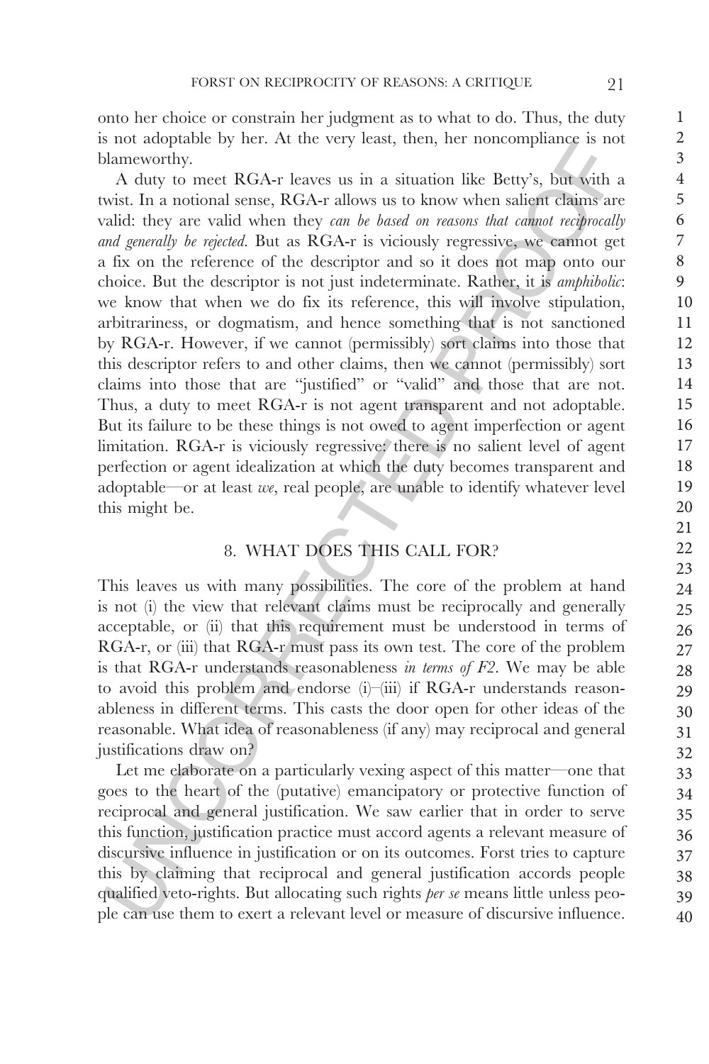onto her choice or constrain her judgment as to what to do. Thus, the duty is not adoptable by her. At the very least, then, her noncompliance is not blameworthy.

A duty to meet RGA-r leaves us in a situation like Betty's, but with a twist. In a notional sense, RGA-r allows us to know when salient claims are valid: they are valid when they *can be based on reasons that cannot reciprocally and generally be rejected*. But as RGA-r is viciously regressive, we cannot get a fix on the reference of the descriptor and so it does not map onto our choice. But the descriptor is not just indeterminate. Rather, it is *amphibolic*: we know that when we do fix its reference, this will involve stipulation, arbitrariness, or dogmatism, and hence something that is not sanctioned by RGA-r. However, if we cannot (permissibly) sort claims into those that this descriptor refers to and other claims, then we cannot (permissibly) sort claims into those that are "justified" or "valid" and those that are not. Thus, a duty to meet RGA-r is not agent transparent and not adoptable. But its failure to be these things is not owed to agent imperfection or agent limitation. RGA-r is viciously regressive: there is no salient level of agent perfection or agent idealization at which the duty becomes transparent and adoptable—or at least *we*, real people, are unable to identify whatever level this might be.

## 8. WHAT DOES THIS CALL FOR?

This leaves us with many possibilities. The core of the problem at hand is not (i) the view that relevant claims must be reciprocally and generally acceptable, or (ii) that this requirement must be understood in terms of RGA-r, or (iii) that RGA-r must pass its own test. The core of the problem is that RGA-r understands reasonableness *in terms of F2*. We may be able to avoid this problem and endorse (i)–(iii) if RGA-r understands reasonableness in different terms. This casts the door open for other ideas of the reasonable. What idea of reasonableness (if any) may reciprocal and general justifications draw on?

Let me elaborate on a particularly vexing aspect of this matter—one that goes to the heart of the (putative) emancipatory or protective function of reciprocal and general justification. We saw earlier that in order to serve this function, justification practice must accord agents a relevant measure of discursive influence in justification or on its outcomes. Forst tries to capture this by claiming that reciprocal and general justification accords people qualified veto-rights. But allocating such rights *per se* means little unless people can use them to exert a relevant level or measure of discursive influence.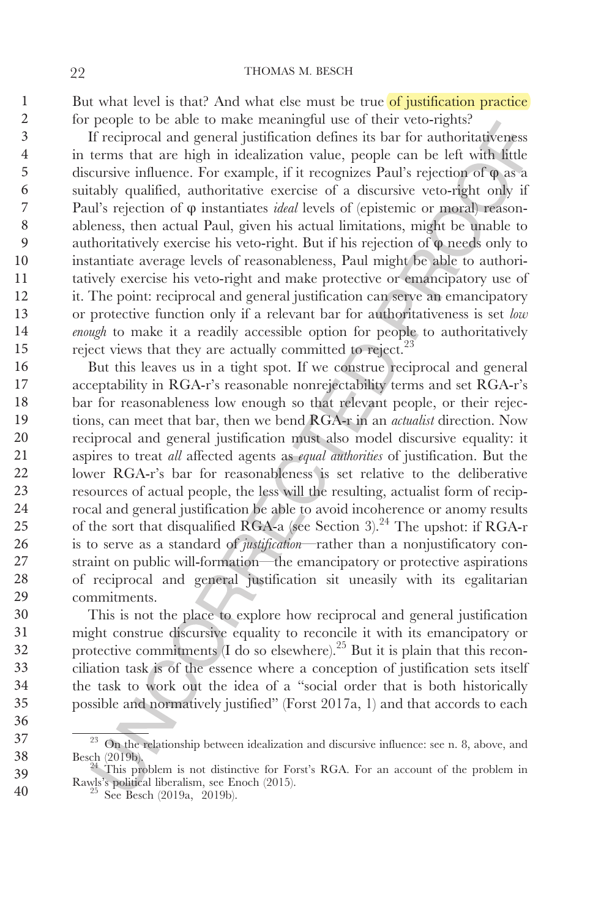But what level is that? And what else must be true of justification practice for people to be able to make meaningful use of their veto-rights?

If reciprocal and general justification defines its bar for authoritativeness in terms that are high in idealization value, people can be left with little discursive influence. For example, if it recognizes Paul's rejection of φ as a suitably qualified, authoritative exercise of a discursive veto-right only if Paul's rejection of φ instantiates *ideal* levels of (epistemic or moral) reasonableness, then actual Paul, given his actual limitations, might be unable to authoritatively exercise his veto-right. But if his rejection of φ needs only to instantiate average levels of reasonableness, Paul might be able to authoritatively exercise his veto-right and make protective or emancipatory use of it. The point: reciprocal and general justification can serve an emancipatory or protective function only if a relevant bar for authoritativeness is set *low enough* to make it a readily accessible option for people to authoritatively reject views that they are actually committed to reject.[23]

But this leaves us in a tight spot. If we construe reciprocal and general acceptability in RGA-r's reasonable nonrejectability terms and set RGA-r's bar for reasonableness low enough so that relevant people, or their rejections, can meet that bar, then we bend RGA-r in an *actualist* direction. Now reciprocal and general justification must also model discursive equality: it aspires to treat *all* affected agents as *equal authorities* of justification. But the lower RGA-r's bar for reasonableness is set relative to the deliberative resources of actual people, the less will the resulting, actualist form of reciprocal and general justification be able to avoid incoherence or anomy results of the sort that disqualified RGA-a (see Section 3).[24] The upshot: if RGA-r is to serve as a standard of *justification*—rather than a nonjustificatory constraint on public will-formation—the emancipatory or protective aspirations of reciprocal and general justification sit uneasily with its egalitarian commitments.

This is not the place to explore how reciprocal and general justification might construe discursive equality to reconcile it with its emancipatory or protective commitments (I do so elsewhere).[25] But it is plain that this reconciliation task is of the essence where a conception of justification sets itself the task to work out the idea of a "social order that is both historically possible and normatively justified" (Forst 2017a, 1) and that accords to each

---

[23] On the relationship between idealization and discursive influence: see n. 8, above, and Besch (2019b).

[24] This problem is not distinctive for Forst's RGA. For an account of the problem in Rawls's political liberalism, see Enoch (2015).

[25] See Besch (2019a, 2019b).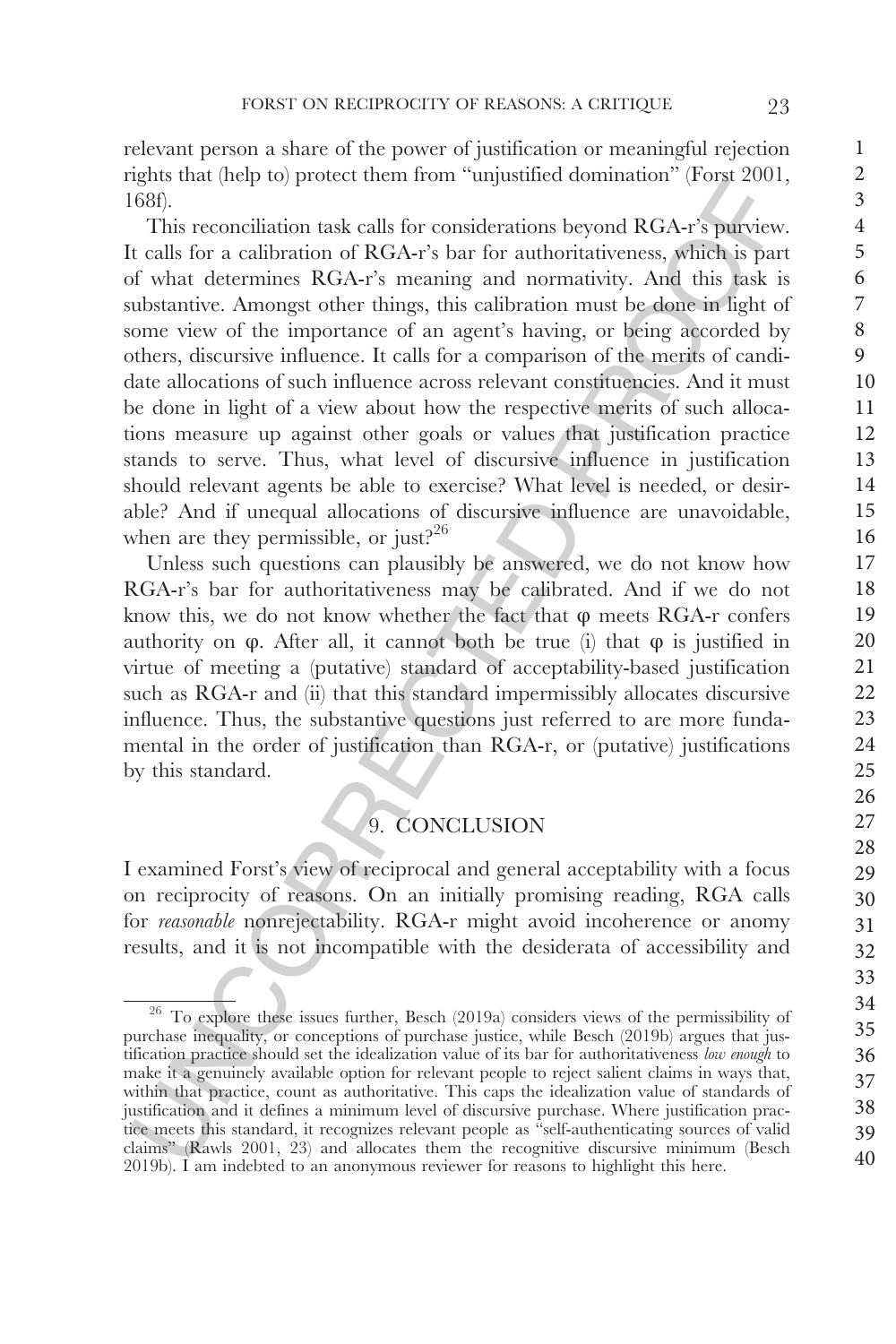relevant person a share of the power of justification or meaningful rejection rights that (help to) protect them from "unjustified domination" (Forst 2001, 168f).

This reconciliation task calls for considerations beyond RGA-r's purview. It calls for a calibration of RGA-r's bar for authoritativeness, which is part of what determines RGA-r's meaning and normativity. And this task is substantive. Amongst other things, this calibration must be done in light of some view of the importance of an agent's having, or being accorded by others, discursive influence. It calls for a comparison of the merits of candidate allocations of such influence across relevant constituencies. And it must be done in light of a view about how the respective merits of such allocations measure up against other goals or values that justification practice stands to serve. Thus, what level of discursive influence in justification should relevant agents be able to exercise? What level is needed, or desirable? And if unequal allocations of discursive influence are unavoidable, when are they permissible, or just?[26]

Unless such questions can plausibly be answered, we do not know how RGA-r's bar for authoritativeness may be calibrated. And if we do not know this, we do not know whether the fact that $\varphi$ meets RGA-r confers authority on $\varphi$. After all, it cannot both be true (i) that $\varphi$ is justified in virtue of meeting a (putative) standard of acceptability-based justification such as RGA-r and (ii) that this standard impermissibly allocates discursive influence. Thus, the substantive questions just referred to are more fundamental in the order of justification than RGA-r, or (putative) justifications by this standard.

## 9. CONCLUSION

I examined Forst's view of reciprocal and general acceptability with a focus on reciprocity of reasons. On an initially promising reading, RGA calls for *reasonable* nonrejectability. RGA-r might avoid incoherence or anomy results, and it is not incompatible with the desiderata of accessibility and

[26] To explore these issues further, Besch (2019a) considers views of the permissibility of purchase inequality, or conceptions of purchase justice, while Besch (2019b) argues that justification practice should set the idealization value of its bar for authoritativeness *low enough* to make it a genuinely available option for relevant people to reject salient claims in ways that, within that practice, count as authoritative. This caps the idealization value of standards of justification and it defines a minimum level of discursive purchase. Where justification practice meets this standard, it recognizes relevant people as "self-authenticating sources of valid claims" (Rawls 2001, 23) and allocates them the recognitive discursive minimum (Besch 2019b). I am indebted to an anonymous reviewer for reasons to highlight this here.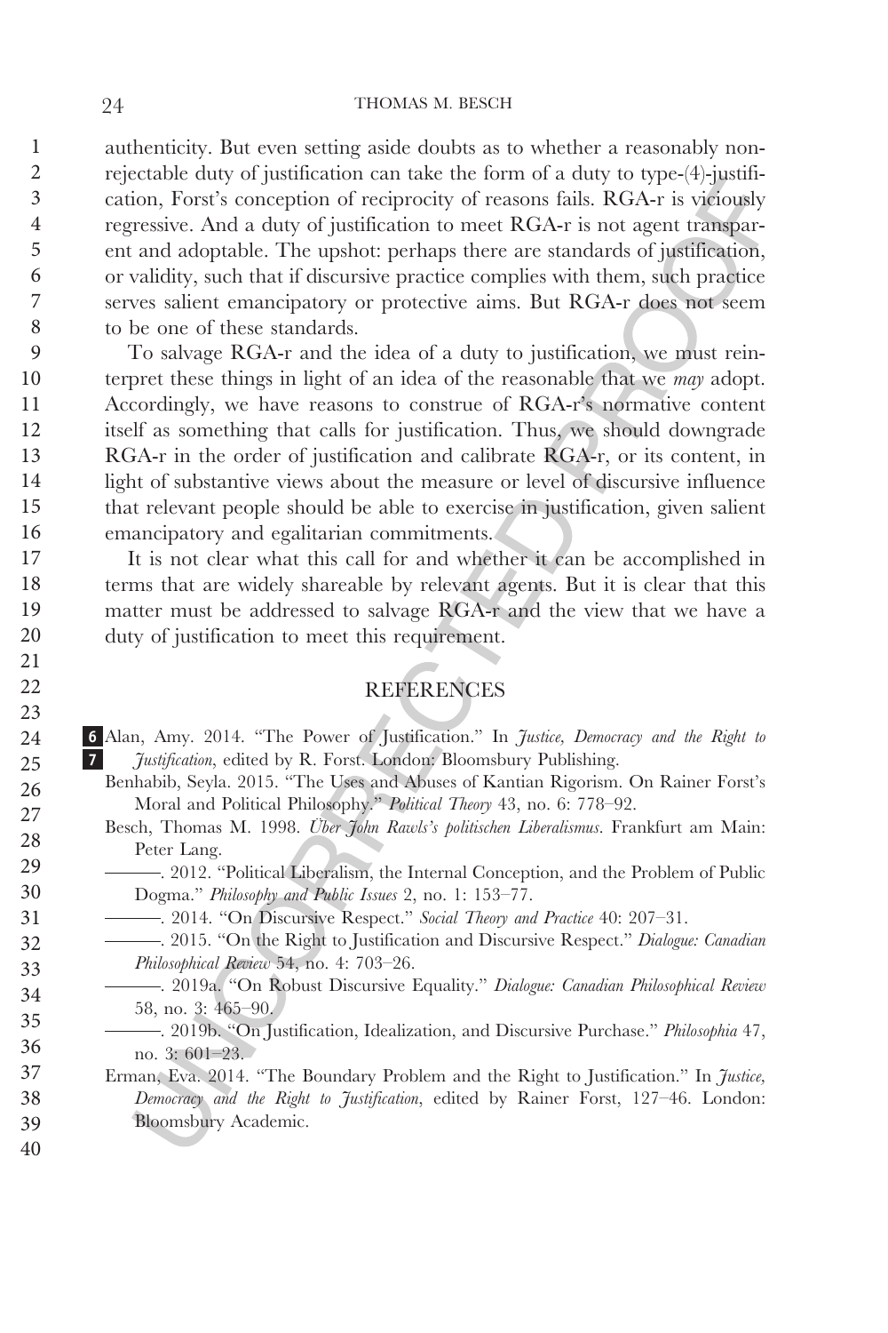authenticity. But even setting aside doubts as to whether a reasonably non-rejectable duty of justification can take the form of a duty to type-(4)-justification, Forst's conception of reciprocity of reasons fails. RGA-r is viciously regressive. And a duty of justification to meet RGA-r is not agent transparent and adoptable. The upshot: perhaps there are standards of justification, or validity, such that if discursive practice complies with them, such practice serves salient emancipatory or protective aims. But RGA-r does not seem to be one of these standards.

To salvage RGA-r and the idea of a duty to justification, we must reinterpret these things in light of an idea of the reasonable that we *may* adopt. Accordingly, we have reasons to construe of RGA-r's normative content itself as something that calls for justification. Thus, we should downgrade RGA-r in the order of justification and calibrate RGA-r, or its content, in light of substantive views about the measure or level of discursive influence that relevant people should be able to exercise in justification, given salient emancipatory and egalitarian commitments.

It is not clear what this call for and whether it can be accomplished in terms that are widely shareable by relevant agents. But it is clear that this matter must be addressed to salvage RGA-r and the view that we have a duty of justification to meet this requirement.

## REFERENCES

Alan, Amy. 2014. "The Power of Justification." In *Justice, Democracy and the Right to Justification*, edited by R. Forst. London: Bloomsbury Publishing.

Benhabib, Seyla. 2015. "The Uses and Abuses of Kantian Rigorism. On Rainer Forst's Moral and Political Philosophy." *Political Theory* 43, no. 6: 778–92.

Besch, Thomas M. 1998. *Über John Rawls's politischen Liberalismus*. Frankfurt am Main: Peter Lang.

———. 2012. "Political Liberalism, the Internal Conception, and the Problem of Public Dogma." *Philosophy and Public Issues* 2, no. 1: 153–77.

———. 2014. "On Discursive Respect." *Social Theory and Practice* 40: 207–31.

———. 2015. "On the Right to Justification and Discursive Respect." *Dialogue: Canadian Philosophical Review* 54, no. 4: 703–26.

———. 2019a. "On Robust Discursive Equality." *Dialogue: Canadian Philosophical Review* 58, no. 3: 465–90.

———. 2019b. "On Justification, Idealization, and Discursive Purchase." *Philosophia* 47, no. 3: 601–23.

Erman, Eva. 2014. "The Boundary Problem and the Right to Justification." In *Justice, Democracy and the Right to Justification*, edited by Rainer Forst, 127–46. London: Bloomsbury Academic.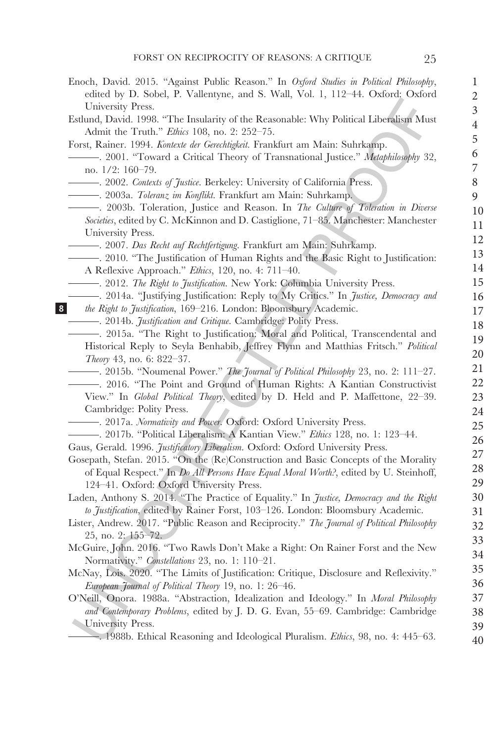Enoch, David. 2015. "Against Public Reason." In *Oxford Studies in Political Philosophy*, edited by D. Sobel, P. Vallentyne, and S. Wall, Vol. 1, 112–44. Oxford: Oxford University Press.

Estlund, David. 1998. "The Insularity of the Reasonable: Why Political Liberalism Must Admit the Truth." *Ethics* 108, no. 2: 252–75.

Forst, Rainer. 1994. *Kontexte der Gerechtigkeit*. Frankfurt am Main: Suhrkamp.

———. 2001. "Toward a Critical Theory of Transnational Justice." *Metaphilosophy* 32, no. 1/2: 160–79.

———. 2002. *Contexts of Justice*. Berkeley: University of California Press.

———. 2003a. *Toleranz im Konflikt*. Frankfurt am Main: Suhrkamp.

———. 2003b. Toleration, Justice and Reason. In *The Culture of Toleration in Diverse Societies*, edited by C. McKinnon and D. Castiglione, 71–85. Manchester: Manchester University Press.

———. 2007. *Das Recht auf Rechtfertigung*. Frankfurt am Main: Suhrkamp.

———. 2010. "The Justification of Human Rights and the Basic Right to Justification: A Reflexive Approach." *Ethics*, 120, no. 4: 711–40.

———. 2012. *The Right to Justification*. New York: Columbia University Press.

———. 2014a. "Justifying Justification: Reply to My Critics." In *Justice, Democracy and the Right to Justification*, 169–216. London: Bloomsbury Academic.

———. 2014b. *Justification and Critique*. Cambridge: Polity Press.

———. 2015a. "The Right to Justification: Moral and Political, Transcendental and Historical Reply to Seyla Benhabib, Jeffrey Flynn and Matthias Fritsch." *Political Theory* 43, no. 6: 822–37.

———. 2015b. "Noumenal Power." *The Journal of Political Philosophy* 23, no. 2: 111–27.

———. 2016. "The Point and Ground of Human Rights: A Kantian Constructivist View." In *Global Political Theory*, edited by D. Held and P. Maffettone, 22–39. Cambridge: Polity Press.

———. 2017a. *Normativity and Power*. Oxford: Oxford University Press.

———. 2017b. "Political Liberalism: A Kantian View." *Ethics* 128, no. 1: 123–44.

Gaus, Gerald. 1996. *Justificatory Liberalism*. Oxford: Oxford University Press.

Gosepath, Stefan. 2015. "On the (Re)Construction and Basic Concepts of the Morality of Equal Respect." In *Do All Persons Have Equal Moral Worth?*, edited by U. Steinhoff, 124–41. Oxford: Oxford University Press.

Laden, Anthony S. 2014. "The Practice of Equality." In *Justice, Democracy and the Right to Justification*, edited by Rainer Forst, 103–126. London: Bloomsbury Academic.

Lister, Andrew. 2017. "Public Reason and Reciprocity." *The Journal of Political Philosophy* 25, no. 2: 155–72.

McGuire, John. 2016. "Two Rawls Don't Make a Right: On Rainer Forst and the New Normativity." *Constellations* 23, no. 1: 110–21.

McNay, Lois. 2020. "The Limits of Justification: Critique, Disclosure and Reflexivity." *European Journal of Political Theory* 19, no. 1: 26–46.

O'Neill, Onora. 1988a. "Abstraction, Idealization and Ideology." In *Moral Philosophy and Contemporary Problems*, edited by J. D. G. Evan, 55–69. Cambridge: Cambridge University Press.

———. 1988b. Ethical Reasoning and Ideological Pluralism. *Ethics*, 98, no. 4: 445–63.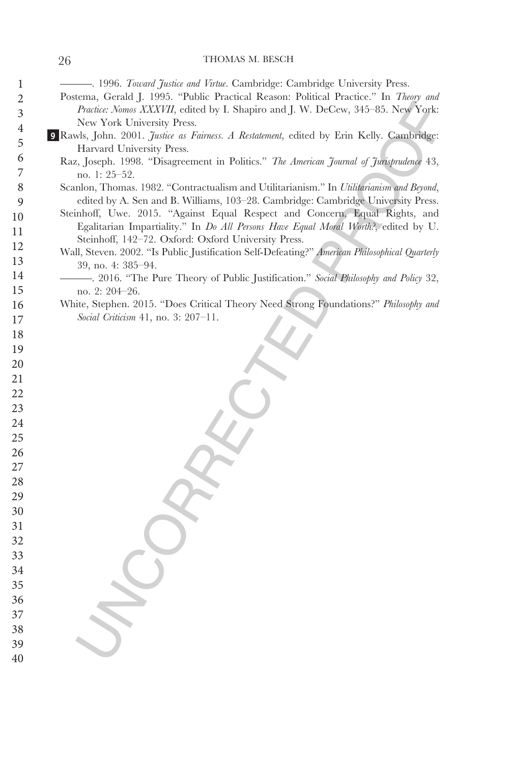———. 1996. *Toward Justice and Virtue*. Cambridge: Cambridge University Press.

Postema, Gerald J. 1995. "Public Practical Reason: Political Practice." In *Theory and Practice: Nomos XXXVII*, edited by I. Shapiro and J. W. DeCew, 345–85. New York: New York University Press.

Rawls, John. 2001. *Justice as Fairness. A Restatement*, edited by Erin Kelly. Cambridge: Harvard University Press.

Raz, Joseph. 1998. "Disagreement in Politics." *The American Journal of Jurisprudence* 43, no. 1: 25–52.

Scanlon, Thomas. 1982. "Contractualism and Utilitarianism." In *Utilitarianism and Beyond*, edited by A. Sen and B. Williams, 103–28. Cambridge: Cambridge University Press.

Steinhoff, Uwe. 2015. "Against Equal Respect and Concern, Equal Rights, and Egalitarian Impartiality." In *Do All Persons Have Equal Moral Worth?*, edited by U. Steinhoff, 142–72. Oxford: Oxford University Press.

Wall, Steven. 2002. "Is Public Justification Self-Defeating?" *American Philosophical Quarterly* 39, no. 4: 385–94.

———. 2016. "The Pure Theory of Public Justification." *Social Philosophy and Policy* 32, no. 2: 204–26.

White, Stephen. 2015. "Does Critical Theory Need Strong Foundations?" *Philosophy and Social Criticism* 41, no. 3: 207–11.